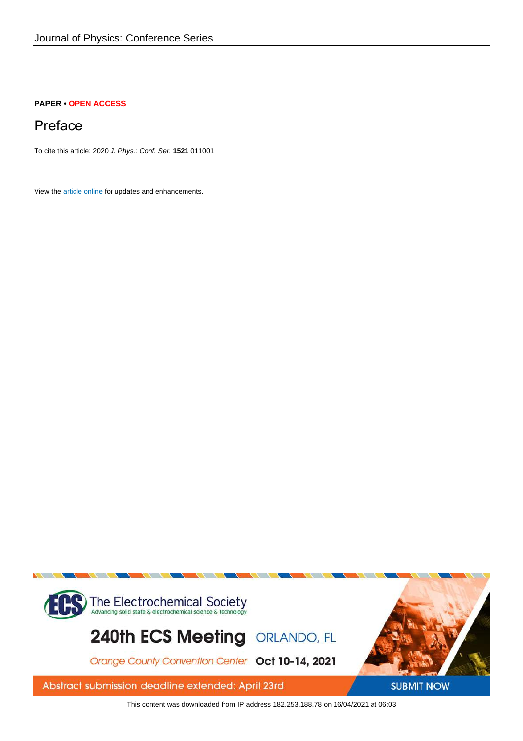**PAPER • OPEN ACCESS**

# Preface

To cite this article: 2020 *J. Phys.: Conf. Ser.* **1521** 011001

View the article online for updates and enhancements.

This content was downloaded from IP address 182.253.188.78 on 16/04/2021 at 06:03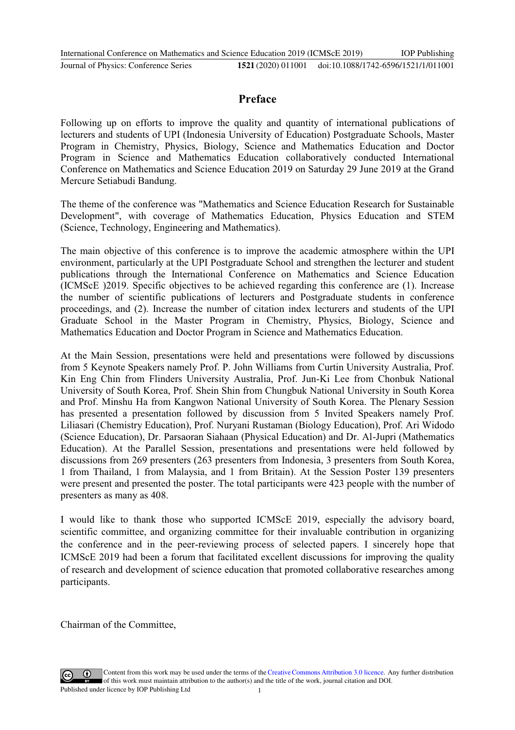# Preface

Following up on efforts to improve the quality and quantity of international publications of lecturers and students of UPI (Indonesia University of Education) Postgraduate Schools, Master Program in Chemistry, Physics, Biology, Science and Mathematics Education and Doctor Program in Science and Mathematics Education collaboratively conducted International Conference on Mathematics and Science Education 2019 on Saturday 29 June 2019 at the Grand Mercure Setiabudi Bandung.

The theme of the conference was "Mathematics and Science Education Research for Sustainable Development", with coverage of Mathematics Education, Physics Education and STEM (Science, Technology, Engineering and Mathematics).

The main objective of this conference is to improve the academic atmosphere within the UPI environment, particularly at the UPI Postgraduate School and strengthen the lecturer and student publications through the International Conference on Mathematics and Science Education (ICMScE )2019. Specific objectives to be achieved regarding this conference are (1). Increase the number of scientific publications of lecturers and Postgraduate students in conference proceedings, and (2). Increase the number of citation index lecturers and students of the UPI Graduate School in the Master Program in Chemistry, Physics, Biology, Science and Mathematics Education and Doctor Program in Science and Mathematics Education.

At the Main Session, presentations were held and presentations were followed by discussions from 5 Keynote Speakers namely Prof. P. John Williams from Curtin University Australia, Prof. Kin Eng Chin from Flinders University Australia, Prof. Jun-Ki Lee from Chonbuk National University of South Korea, Prof. Shein Shin from Chungbuk National University in South Korea and Prof. Minshu Ha from Kangwon National University of South Korea. The Plenary Session has presented a presentation followed by discussion from 5 Invited Speakers namely Prof. Liliasari (Chemistry Education), Prof. Nuryani Rustaman (Biology Education), Prof. Ari Widodo (Science Education), Dr. Parsaoran Siahaan (Physical Education) and Dr. Al-Jupri (Mathematics Education). At the Parallel Session, presentations and presentations were held followed by discussions from 269 presenters (263 presenters from Indonesia, 3 presenters from South Korea, 1 from Thailand, 1 from Malaysia, and 1 from Britain). At the Session Poster 139 presenters were present and presented the poster. The total participants were 423 people with the number of presenters as many as 408.

I would like to thank those who supported ICMScE 2019, especially the advisory board, scientific committee, and organizing committee for their invaluable contribution in organizing the conference and in the peer-reviewing process of selected papers. I sincerely hope that ICMScE 2019 had been a forum that facilitated excellent discussions for improving the quality of research and development of science education that promoted collaborative researches among participants.

Chairman of the Committee,

Content from this work may be used under the terms of the Creative Commons Attribution 3.0 licence. Any further distribution of this work must maintain attribution to the author(s) and the title of the work, journal citation and DOI.
Published under licence by IOP Publishing Ltd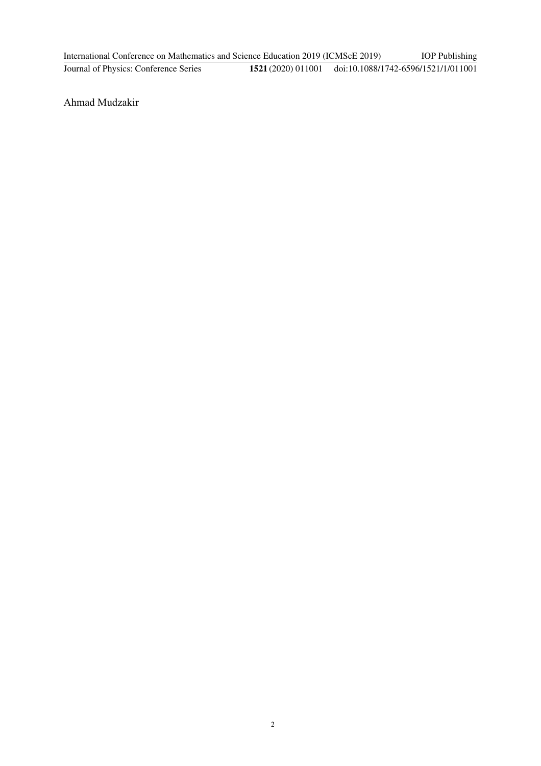Ahmad Mudzakir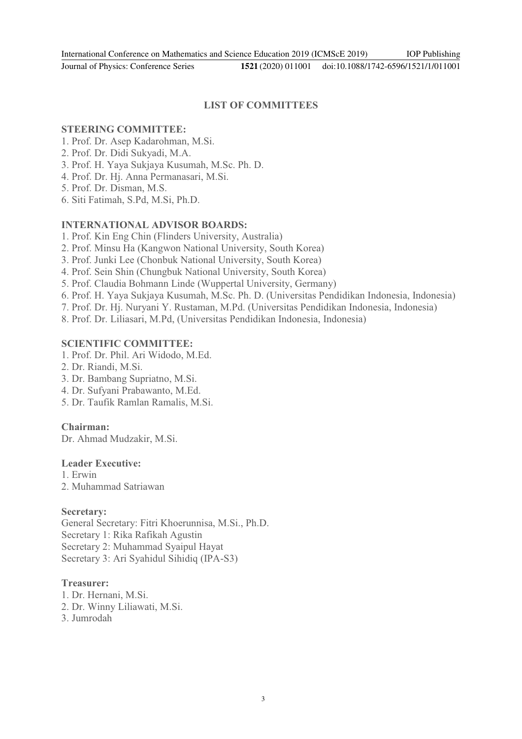# LIST OF COMMITTEES

## STEERING COMMITTEE:

1. Prof. Dr. Asep Kadarohman, M.Si.
2. Prof. Dr. Didi Sukyadi, M.A.
3. Prof. H. Yaya Sukjaya Kusumah, M.Sc. Ph. D.
4. Prof. Dr. Hj. Anna Permanasari, M.Si.
5. Prof. Dr. Disman, M.S.
6. Siti Fatimah, S.Pd, M.Si, Ph.D.

## INTERNATIONAL ADVISOR BOARDS:

1. Prof. Kin Eng Chin (Flinders University, Australia)
2. Prof. Minsu Ha (Kangwon National University, South Korea)
3. Prof. Junki Lee (Chonbuk National University, South Korea)
4. Prof. Sein Shin (Chungbuk National University, South Korea)
5. Prof. Claudia Bohmann Linde (Wuppertal University, Germany)
6. Prof. H. Yaya Sukjaya Kusumah, M.Sc. Ph. D. (Universitas Pendidikan Indonesia, Indonesia)
7. Prof. Dr. Hj. Nuryani Y. Rustaman, M.Pd. (Universitas Pendidikan Indonesia, Indonesia)
8. Prof. Dr. Liliasari, M.Pd, (Universitas Pendidikan Indonesia, Indonesia)

## SCIENTIFIC COMMITTEE:

1. Prof. Dr. Phil. Ari Widodo, M.Ed.
2. Dr. Riandi, M.Si.
3. Dr. Bambang Supriatno, M.Si.
4. Dr. Sufyani Prabawanto, M.Ed.
5. Dr. Taufik Ramlan Ramalis, M.Si.

### Chairman:

Dr. Ahmad Mudzakir, M.Si.

### Leader Executive:

1. Erwin
2. Muhammad Satriawan

### Secretary:

General Secretary: Fitri Khoerunnisa, M.Si., Ph.D.
Secretary 1: Rika Rafikah Agustin
Secretary 2: Muhammad Syaipul Hayat
Secretary 3: Ari Syahidul Sihidiq (IPA-S3)

### Treasurer:

1. Dr. Hernani, M.Si.
2. Dr. Winny Liliawati, M.Si.
3. Jumrodah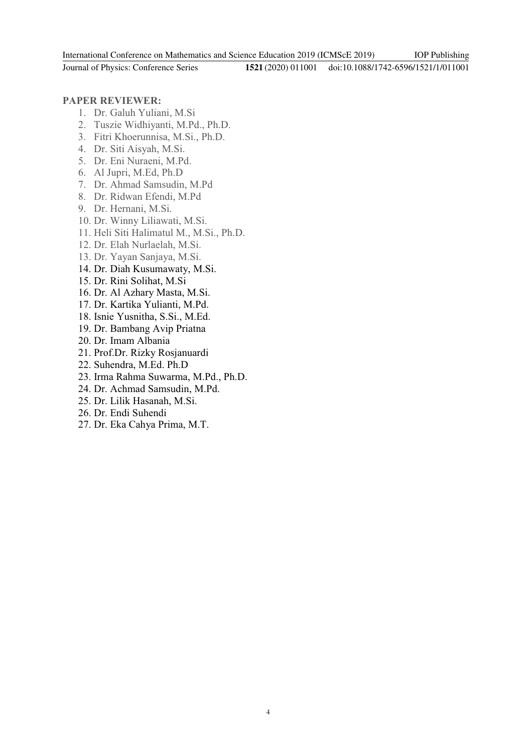**PAPER REVIEWER:**

1. Dr. Galuh Yuliani, M.Si
2. Tuszie Widhiyanti, M.Pd., Ph.D.
3. Fitri Khoerunnisa, M.Si., Ph.D.
4. Dr. Siti Aisyah, M.Si.
5. Dr. Eni Nuraeni, M.Pd.
6. Al Jupri, M.Ed, Ph.D
7. Dr. Ahmad Samsudin, M.Pd
8. Dr. Ridwan Efendi, M.Pd
9. Dr. Hernani, M.Si.
10. Dr. Winny Liliawati, M.Si.
11. Heli Siti Halimatul M., M.Si., Ph.D.
12. Dr. Elah Nurlaelah, M.Si.
13. Dr. Yayan Sanjaya, M.Si.
14. Dr. Diah Kusumawaty, M.Si.
15. Dr. Rini Solihat, M.Si
16. Dr. Al Azhary Masta, M.Si.
17. Dr. Kartika Yulianti, M.Pd.
18. Isnie Yusnitha, S.Si., M.Ed.
19. Dr. Bambang Avip Priatna
20. Dr. Imam Albania
21. Prof.Dr. Rizky Rosjanuardi
22. Suhendra, M.Ed. Ph.D
23. Irma Rahma Suwarma, M.Pd., Ph.D.
24. Dr. Achmad Samsudin, M.Pd.
25. Dr. Lilik Hasanah, M.Si.
26. Dr. Endi Suhendi
27. Dr. Eka Cahya Prima, M.T.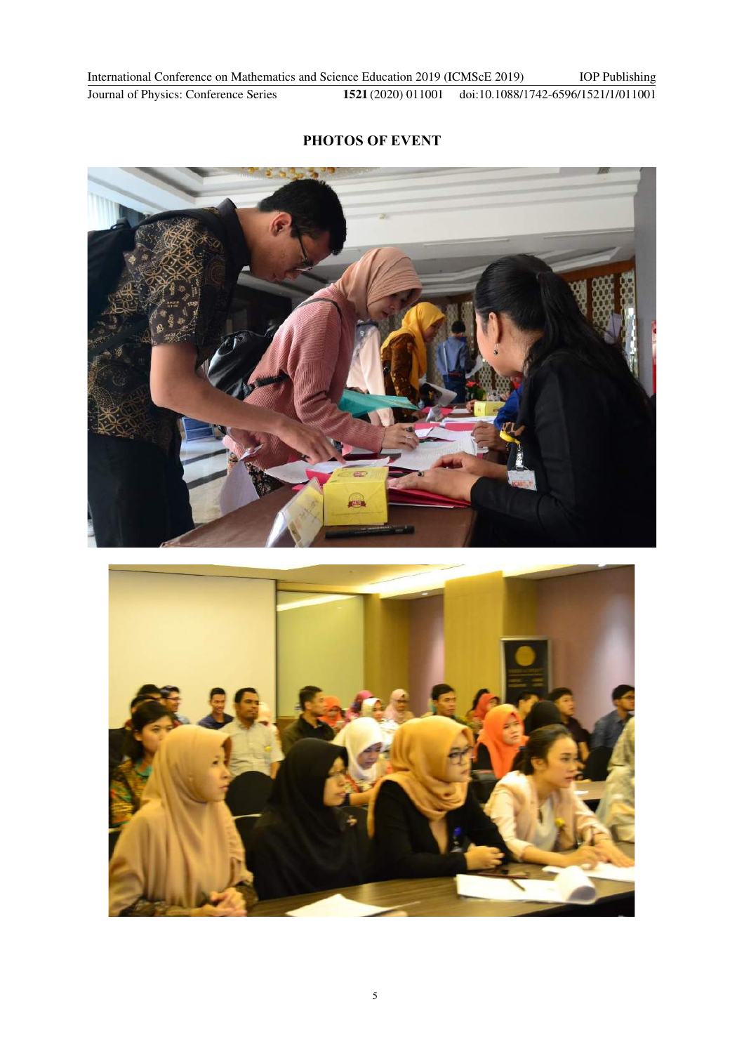## PHOTOS OF EVENT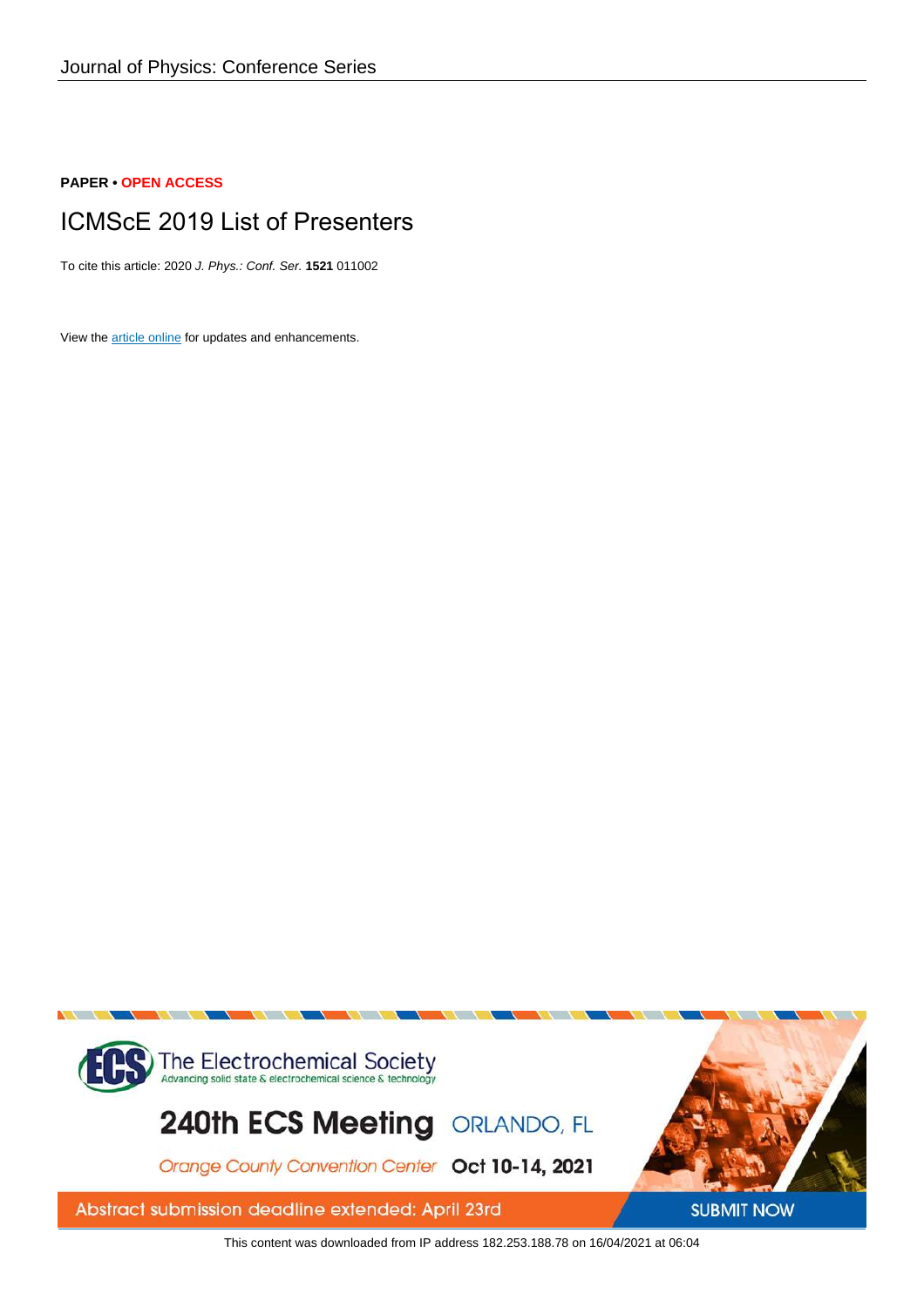Journal of Physics: Conference Series

**PAPER • OPEN ACCESS**

# ICMScE 2019 List of Presenters

To cite this article: 2020 *J. Phys.: Conf. Ser.* **1521** 011002

View the article online for updates and enhancements.

This content was downloaded from IP address 182.253.188.78 on 16/04/2021 at 06:04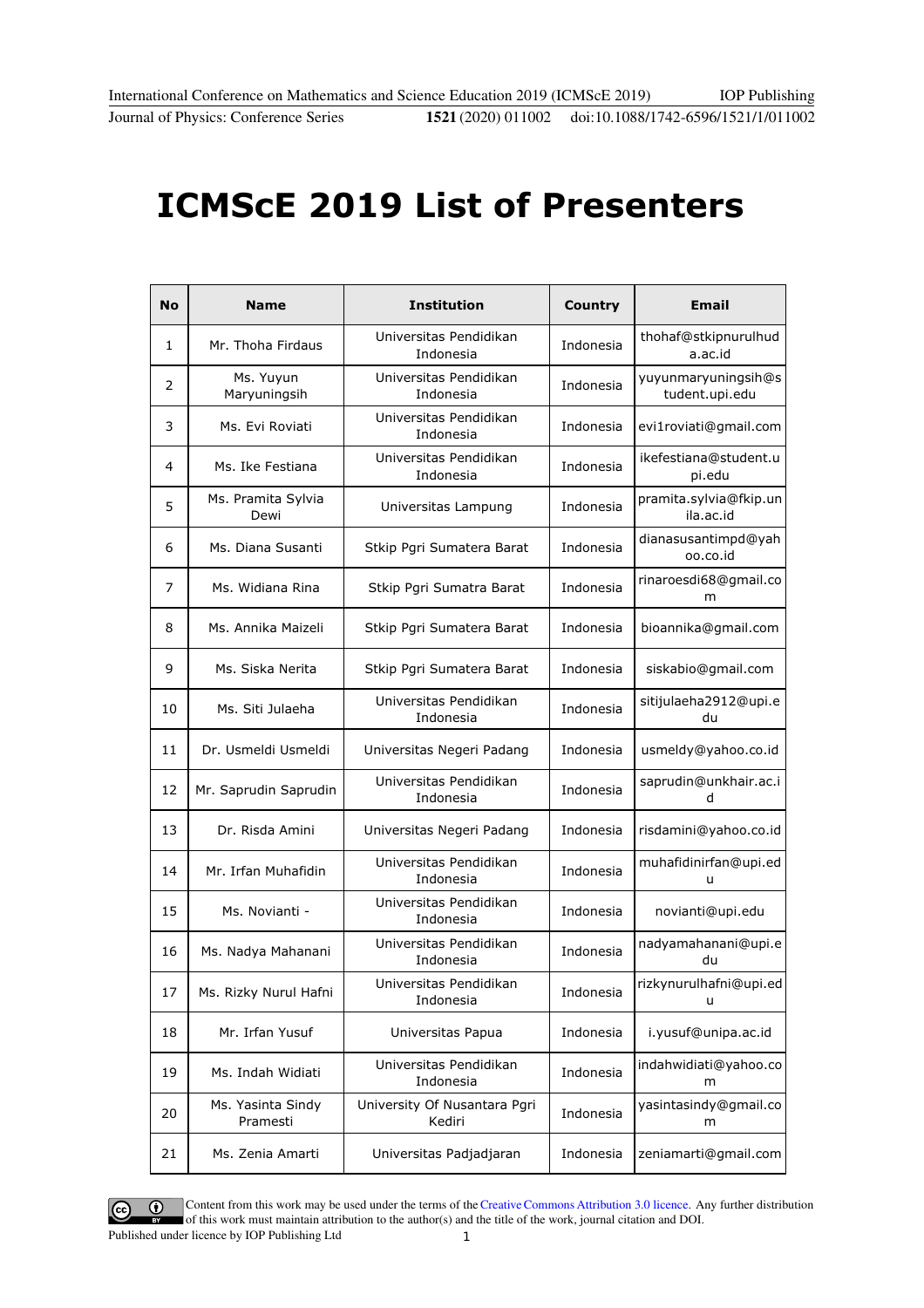# ICMScE 2019 List of Presenters

| No | Name | Institution | Country | Email |
|---|---|---|---|---|
| 1 | Mr. Thoha Firdaus | Universitas Pendidikan Indonesia | Indonesia | thohaf@stkipnurulhuda.ac.id |
| 2 | Ms. Yuyun Maryuningsih | Universitas Pendidikan Indonesia | Indonesia | yuyunmaryuningsih@student.upi.edu |
| 3 | Ms. Evi Roviati | Universitas Pendidikan Indonesia | Indonesia | evi1roviati@gmail.com |
| 4 | Ms. Ike Festiana | Universitas Pendidikan Indonesia | Indonesia | ikefestiana@student.upi.edu |
| 5 | Ms. Pramita Sylvia Dewi | Universitas Lampung | Indonesia | pramita.sylvia@fkip.unila.ac.id |
| 6 | Ms. Diana Susanti | Stkip Pgri Sumatera Barat | Indonesia | dianasusantimpd@yahoo.co.id |
| 7 | Ms. Widiana Rina | Stkip Pgri Sumatra Barat | Indonesia | rinaroesdi68@gmail.com |
| 8 | Ms. Annika Maizeli | Stkip Pgri Sumatera Barat | Indonesia | bioannika@gmail.com |
| 9 | Ms. Siska Nerita | Stkip Pgri Sumatera Barat | Indonesia | siskabio@gmail.com |
| 10 | Ms. Siti Julaeha | Universitas Pendidikan Indonesia | Indonesia | sitijulaeha2912@upi.edu |
| 11 | Dr. Usmeldi Usmeldi | Universitas Negeri Padang | Indonesia | usmeldy@yahoo.co.id |
| 12 | Mr. Saprudin Saprudin | Universitas Pendidikan Indonesia | Indonesia | saprudin@unkhair.ac.id |
| 13 | Dr. Risda Amini | Universitas Negeri Padang | Indonesia | risdamini@yahoo.co.id |
| 14 | Mr. Irfan Muhafidin | Universitas Pendidikan Indonesia | Indonesia | muhafidinirfan@upi.edu |
| 15 | Ms. Novianti - | Universitas Pendidikan Indonesia | Indonesia | novianti@upi.edu |
| 16 | Ms. Nadya Mahanani | Universitas Pendidikan Indonesia | Indonesia | nadyamahanani@upi.edu |
| 17 | Ms. Rizky Nurul Hafni | Universitas Pendidikan Indonesia | Indonesia | rizkynurulhafni@upi.edu |
| 18 | Mr. Irfan Yusuf | Universitas Papua | Indonesia | i.yusuf@unipa.ac.id |
| 19 | Ms. Indah Widiati | Universitas Pendidikan Indonesia | Indonesia | indahwidiati@yahoo.com |
| 20 | Ms. Yasinta Sindy Pramesti | University Of Nusantara Pgri Kediri | Indonesia | yasintasindy@gmail.com |
| 21 | Ms. Zenia Amarti | Universitas Padjadjaran | Indonesia | zeniamarti@gmail.com |

Content from this work may be used under the terms of the Creative Commons Attribution 3.0 licence. Any further distribution of this work must maintain attribution to the author(s) and the title of the work, journal citation and DOI.
Published under licence by IOP Publishing Ltd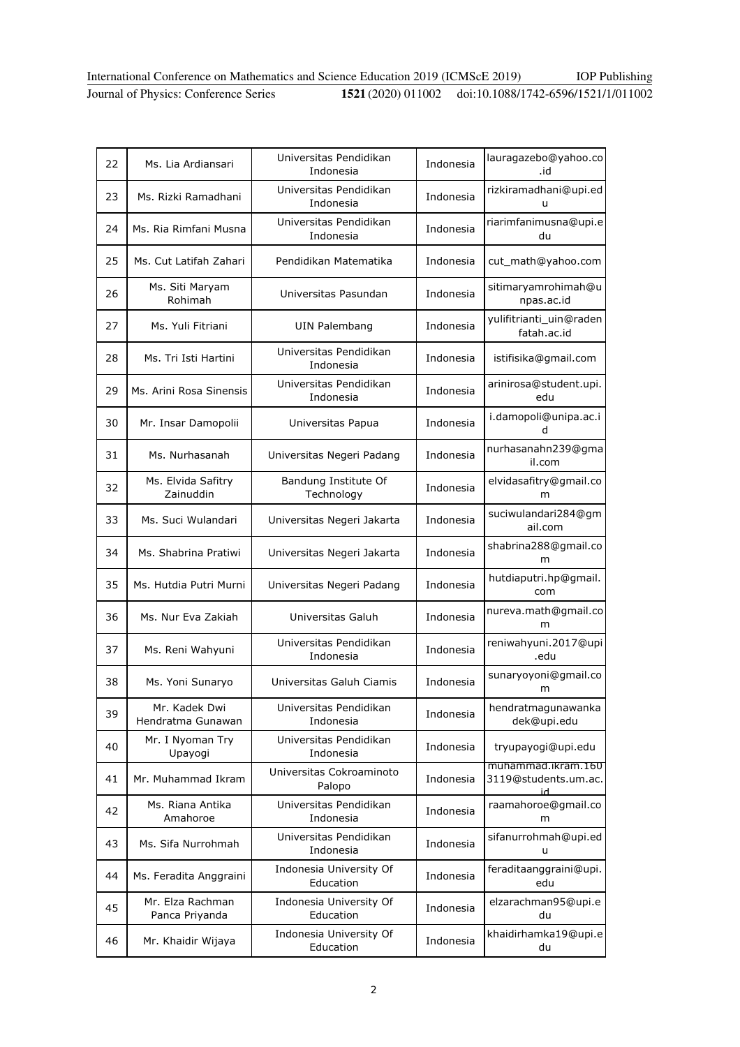| 22 | Ms. Lia Ardiansari | Universitas Pendidikan Indonesia | Indonesia | lauragazebo@yahoo.co.id |
|---|---|---|---|---|
| 23 | Ms. Rizki Ramadhani | Universitas Pendidikan Indonesia | Indonesia | rizkiramadhani@upi.edu |
| 24 | Ms. Ria Rimfani Musna | Universitas Pendidikan Indonesia | Indonesia | riarimfanimusna@upi.edu |
| 25 | Ms. Cut Latifah Zahari | Pendidikan Matematika | Indonesia | cut_math@yahoo.com |
| 26 | Ms. Siti Maryam Rohimah | Universitas Pasundan | Indonesia | sitimaryamrohimah@unpas.ac.id |
| 27 | Ms. Yuli Fitriani | UIN Palembang | Indonesia | yulifitrianti_uin@radenfatah.ac.id |
| 28 | Ms. Tri Isti Hartini | Universitas Pendidikan Indonesia | Indonesia | istifisika@gmail.com |
| 29 | Ms. Arini Rosa Sinensis | Universitas Pendidikan Indonesia | Indonesia | arinirosa@student.upi.edu |
| 30 | Mr. Insar Damopolii | Universitas Papua | Indonesia | i.damopoli@unipa.ac.id |
| 31 | Ms. Nurhasanah | Universitas Negeri Padang | Indonesia | nurhasanahn239@gmail.com |
| 32 | Ms. Elvida Safitry Zainuddin | Bandung Institute Of Technology | Indonesia | elvidasafitry@gmail.com |
| 33 | Ms. Suci Wulandari | Universitas Negeri Jakarta | Indonesia | suciwulandari284@gmail.com |
| 34 | Ms. Shabrina Pratiwi | Universitas Negeri Jakarta | Indonesia | shabrina288@gmail.com |
| 35 | Ms. Hutdia Putri Murni | Universitas Negeri Padang | Indonesia | hutdiaputri.hp@gmail.com |
| 36 | Ms. Nur Eva Zakiah | Universitas Galuh | Indonesia | nureva.math@gmail.com |
| 37 | Ms. Reni Wahyuni | Universitas Pendidikan Indonesia | Indonesia | reniwahyuni.2017@upi.edu |
| 38 | Ms. Yoni Sunaryo | Universitas Galuh Ciamis | Indonesia | sunaryoyoni@gmail.com |
| 39 | Mr. Kadek Dwi Hendratma Gunawan | Universitas Pendidikan Indonesia | Indonesia | hendratmagunawankadek@upi.edu |
| 40 | Mr. I Nyoman Try Upayogi | Universitas Pendidikan Indonesia | Indonesia | tryupayogi@upi.edu |
| 41 | Mr. Muhammad Ikram | Universitas Cokroaminoto Palopo | Indonesia | muhammad.ikram.1603119@students.um.ac.id |
| 42 | Ms. Riana Antika Amahoroe | Universitas Pendidikan Indonesia | Indonesia | raamahoroe@gmail.com |
| 43 | Ms. Sifa Nurrohmah | Universitas Pendidikan Indonesia | Indonesia | sifanurrohmah@upi.edu |
| 44 | Ms. Feradita Anggraini | Indonesia University Of Education | Indonesia | feraditaanggraini@upi.edu |
| 45 | Mr. Elza Rachman Panca Priyanda | Indonesia University Of Education | Indonesia | elzarachman95@upi.edu |
| 46 | Mr. Khaidir Wijaya | Indonesia University Of Education | Indonesia | khaidirhamka19@upi.edu |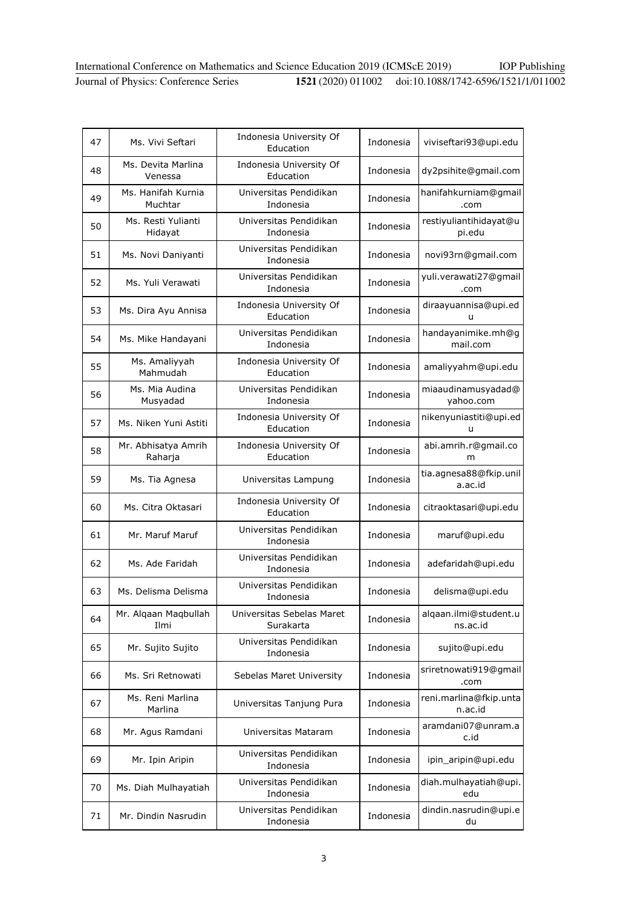| 47 | Ms. Vivi Seftari | Indonesia University Of Education | Indonesia | viviseftari93@upi.edu |
|---|---|---|---|---|
| 48 | Ms. Devita Marlina Venessa | Indonesia University Of Education | Indonesia | dy2psihite@gmail.com |
| 49 | Ms. Hanifah Kurnia Muchtar | Universitas Pendidikan Indonesia | Indonesia | hanifahkurniam@gmail.com |
| 50 | Ms. Resti Yulianti Hidayat | Universitas Pendidikan Indonesia | Indonesia | restiyuliantihidayat@upi.edu |
| 51 | Ms. Novi Daniyanti | Universitas Pendidikan Indonesia | Indonesia | novi93rn@gmail.com |
| 52 | Ms. Yuli Verawati | Universitas Pendidikan Indonesia | Indonesia | yuli.verawati27@gmail.com |
| 53 | Ms. Dira Ayu Annisa | Indonesia University Of Education | Indonesia | diraayuannisa@upi.edu |
| 54 | Ms. Mike Handayani | Universitas Pendidikan Indonesia | Indonesia | handayanimike.mh@gmail.com |
| 55 | Ms. Amaliyyah Mahmudah | Indonesia University Of Education | Indonesia | amaliyyahm@upi.edu |
| 56 | Ms. Mia Audina Musyadad | Universitas Pendidikan Indonesia | Indonesia | miaaudinamusyadad@yahoo.com |
| 57 | Ms. Niken Yuni Astiti | Indonesia University Of Education | Indonesia | nikenyuniastiti@upi.edu |
| 58 | Mr. Abhisatya Amrih Raharja | Indonesia University Of Education | Indonesia | abi.amrih.r@gmail.com |
| 59 | Ms. Tia Agnesa | Universitas Lampung | Indonesia | tia.agnesa88@fkip.unila.ac.id |
| 60 | Ms. Citra Oktasari | Indonesia University Of Education | Indonesia | citraoktasari@upi.edu |
| 61 | Mr. Maruf Maruf | Universitas Pendidikan Indonesia | Indonesia | maruf@upi.edu |
| 62 | Ms. Ade Faridah | Universitas Pendidikan Indonesia | Indonesia | adefaridah@upi.edu |
| 63 | Ms. Delisma Delisma | Universitas Pendidikan Indonesia | Indonesia | delisma@upi.edu |
| 64 | Mr. Alqaan Maqbullah Ilmi | Universitas Sebelas Maret Surakarta | Indonesia | alqaan.ilmi@student.uns.ac.id |
| 65 | Mr. Sujito Sujito | Universitas Pendidikan Indonesia | Indonesia | sujito@upi.edu |
| 66 | Ms. Sri Retnowati | Sebelas Maret University | Indonesia | sriretnowati919@gmail.com |
| 67 | Ms. Reni Marlina Marlina | Universitas Tanjung Pura | Indonesia | reni.marlina@fkip.untan.ac.id |
| 68 | Mr. Agus Ramdani | Universitas Mataram | Indonesia | aramdani07@unram.ac.id |
| 69 | Mr. Ipin Aripin | Universitas Pendidikan Indonesia | Indonesia | ipin_aripin@upi.edu |
| 70 | Ms. Diah Mulhayatiah | Universitas Pendidikan Indonesia | Indonesia | diah.mulhayatiah@upi.edu |
| 71 | Mr. Dindin Nasrudin | Universitas Pendidikan Indonesia | Indonesia | dindin.nasrudin@upi.edu |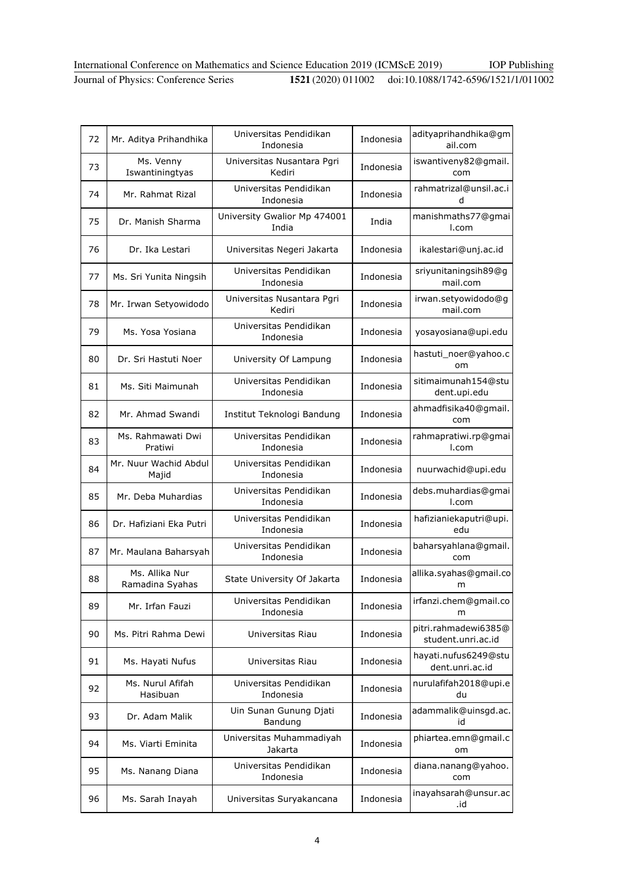| 72 | Mr. Aditya Prihandhika | Universitas Pendidikan Indonesia | Indonesia | adityaprihandhika@gmail.com |
|---|---|---|---|---|
| 73 | Ms. Venny Iswantiningtyas | Universitas Nusantara Pgri Kediri | Indonesia | iswantiveny82@gmail.com |
| 74 | Mr. Rahmat Rizal | Universitas Pendidikan Indonesia | Indonesia | rahmatrizal@unsil.ac.id |
| 75 | Dr. Manish Sharma | University Gwalior Mp 474001 India | India | manishmaths77@gmail.com |
| 76 | Dr. Ika Lestari | Universitas Negeri Jakarta | Indonesia | ikalestari@unj.ac.id |
| 77 | Ms. Sri Yunita Ningsih | Universitas Pendidikan Indonesia | Indonesia | sriyunitaningsih89@gmail.com |
| 78 | Mr. Irwan Setyowidodo | Universitas Nusantara Pgri Kediri | Indonesia | irwan.setyowidodo@gmail.com |
| 79 | Ms. Yosa Yosiana | Universitas Pendidikan Indonesia | Indonesia | yosayosiana@upi.edu |
| 80 | Dr. Sri Hastuti Noer | University Of Lampung | Indonesia | hastuti_noer@yahoo.com |
| 81 | Ms. Siti Maimunah | Universitas Pendidikan Indonesia | Indonesia | sitimaimunah154@student.upi.edu |
| 82 | Mr. Ahmad Swandi | Institut Teknologi Bandung | Indonesia | ahmadfisika40@gmail.com |
| 83 | Ms. Rahmawati Dwi Pratiwi | Universitas Pendidikan Indonesia | Indonesia | rahmapratiwi.rp@gmail.com |
| 84 | Mr. Nuur Wachid Abdul Majid | Universitas Pendidikan Indonesia | Indonesia | nuurwachid@upi.edu |
| 85 | Mr. Deba Muhardias | Universitas Pendidikan Indonesia | Indonesia | debs.muhardias@gmail.com |
| 86 | Dr. Hafiziani Eka Putri | Universitas Pendidikan Indonesia | Indonesia | hafizianiekaputri@upi.edu |
| 87 | Mr. Maulana Baharsyah | Universitas Pendidikan Indonesia | Indonesia | baharsyahlana@gmail.com |
| 88 | Ms. Allika Nur Ramadina Syahas | State University Of Jakarta | Indonesia | allika.syahas@gmail.com |
| 89 | Mr. Irfan Fauzi | Universitas Pendidikan Indonesia | Indonesia | irfanzi.chem@gmail.com |
| 90 | Ms. Pitri Rahma Dewi | Universitas Riau | Indonesia | pitri.rahmadewi6385@student.unri.ac.id |
| 91 | Ms. Hayati Nufus | Universitas Riau | Indonesia | hayati.nufus6249@student.unri.ac.id |
| 92 | Ms. Nurul Afifah Hasibuan | Universitas Pendidikan Indonesia | Indonesia | nurulafifah2018@upi.edu |
| 93 | Dr. Adam Malik | Uin Sunan Gunung Djati Bandung | Indonesia | adammalik@uinsgd.ac.id |
| 94 | Ms. Viarti Eminita | Universitas Muhammadiyah Jakarta | Indonesia | phiartea.emn@gmail.com |
| 95 | Ms. Nanang Diana | Universitas Pendidikan Indonesia | Indonesia | diana.nanang@yahoo.com |
| 96 | Ms. Sarah Inayah | Universitas Suryakancana | Indonesia | inayahsarah@unsur.ac.id |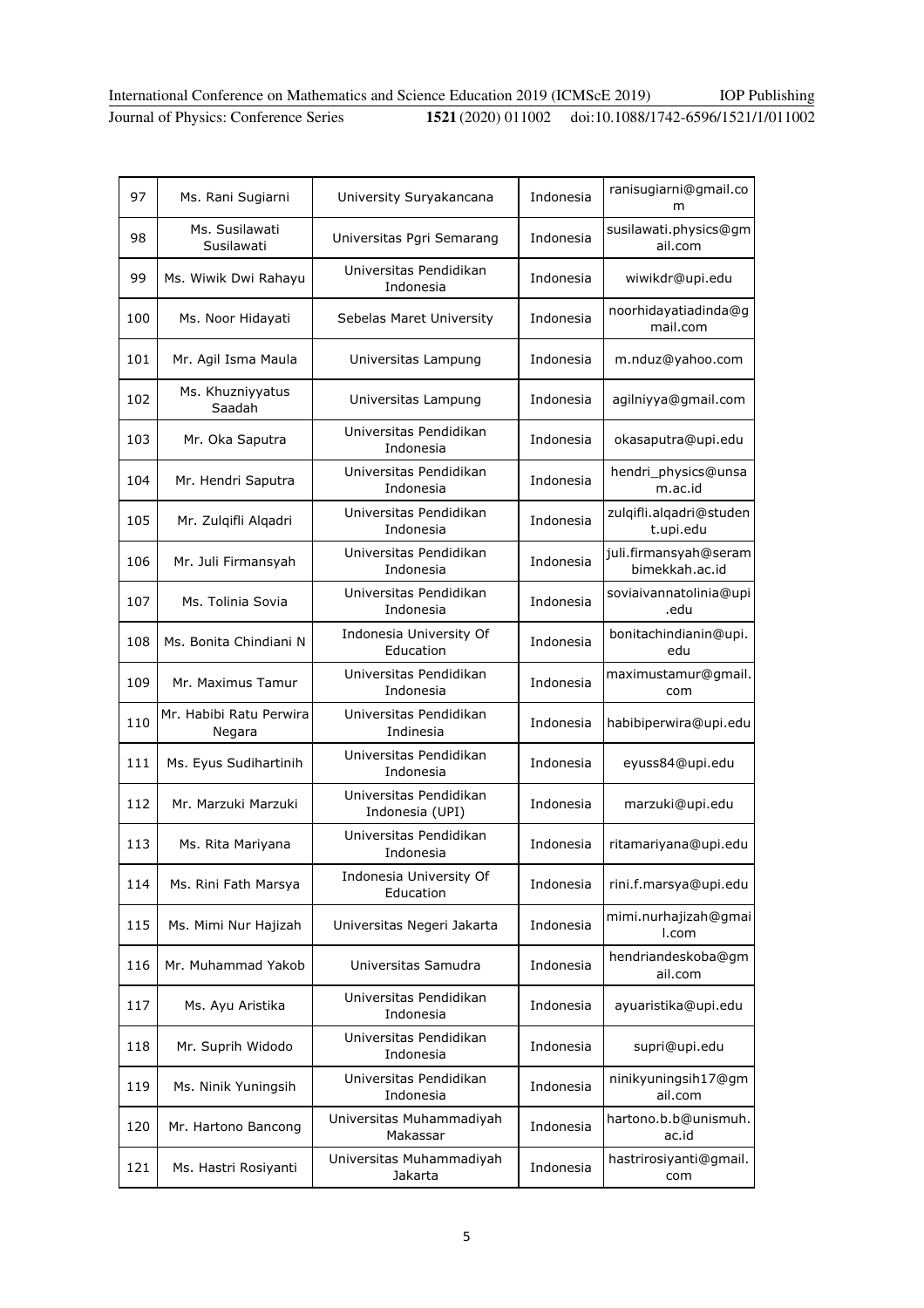| 97 | Ms. Rani Sugiarni | University Suryakancana | Indonesia | ranisugiarni@gmail.com |
|---|---|---|---|---|
| 98 | Ms. Susilawati Susilawati | Universitas Pgri Semarang | Indonesia | susilawati.physics@gmail.com |
| 99 | Ms. Wiwik Dwi Rahayu | Universitas Pendidikan Indonesia | Indonesia | wiwikdr@upi.edu |
| 100 | Ms. Noor Hidayati | Sebelas Maret University | Indonesia | noorhidayatiadinda@gmail.com |
| 101 | Mr. Agil Isma Maula | Universitas Lampung | Indonesia | m.nduz@yahoo.com |
| 102 | Ms. Khuzniyyatus Saadah | Universitas Lampung | Indonesia | agilniyya@gmail.com |
| 103 | Mr. Oka Saputra | Universitas Pendidikan Indonesia | Indonesia | okasaputra@upi.edu |
| 104 | Mr. Hendri Saputra | Universitas Pendidikan Indonesia | Indonesia | hendri_physics@unsam.ac.id |
| 105 | Mr. Zulqifli Alqadri | Universitas Pendidikan Indonesia | Indonesia | zulqifli.alqadri@student.upi.edu |
| 106 | Mr. Juli Firmansyah | Universitas Pendidikan Indonesia | Indonesia | juli.firmansyah@serambimekkah.ac.id |
| 107 | Ms. Tolinia Sovia | Universitas Pendidikan Indonesia | Indonesia | soviaivannatolinia@upi.edu |
| 108 | Ms. Bonita Chindiani N | Indonesia University Of Education | Indonesia | bonitachindianin@upi.edu |
| 109 | Mr. Maximus Tamur | Universitas Pendidikan Indonesia | Indonesia | maximustamur@gmail.com |
| 110 | Mr. Habibi Ratu Perwira Negara | Universitas Pendidikan Indinesia | Indonesia | habibiperwira@upi.edu |
| 111 | Ms. Eyus Sudihartinih | Universitas Pendidikan Indonesia | Indonesia | eyuss84@upi.edu |
| 112 | Mr. Marzuki Marzuki | Universitas Pendidikan Indonesia (UPI) | Indonesia | marzuki@upi.edu |
| 113 | Ms. Rita Mariyana | Universitas Pendidikan Indonesia | Indonesia | ritamariyana@upi.edu |
| 114 | Ms. Rini Fath Marsya | Indonesia University Of Education | Indonesia | rini.f.marsya@upi.edu |
| 115 | Ms. Mimi Nur Hajizah | Universitas Negeri Jakarta | Indonesia | mimi.nurhajizah@gmail.com |
| 116 | Mr. Muhammad Yakob | Universitas Samudra | Indonesia | hendriandeskoba@gmail.com |
| 117 | Ms. Ayu Aristika | Universitas Pendidikan Indonesia | Indonesia | ayuaristika@upi.edu |
| 118 | Mr. Suprih Widodo | Universitas Pendidikan Indonesia | Indonesia | supri@upi.edu |
| 119 | Ms. Ninik Yuningsih | Universitas Pendidikan Indonesia | Indonesia | ninikyuningsih17@gmail.com |
| 120 | Mr. Hartono Bancong | Universitas Muhammadiyah Makassar | Indonesia | hartono.b.b@unismuh.ac.id |
| 121 | Ms. Hastri Rosiyanti | Universitas Muhammadiyah Jakarta | Indonesia | hastrirosiyanti@gmail.com |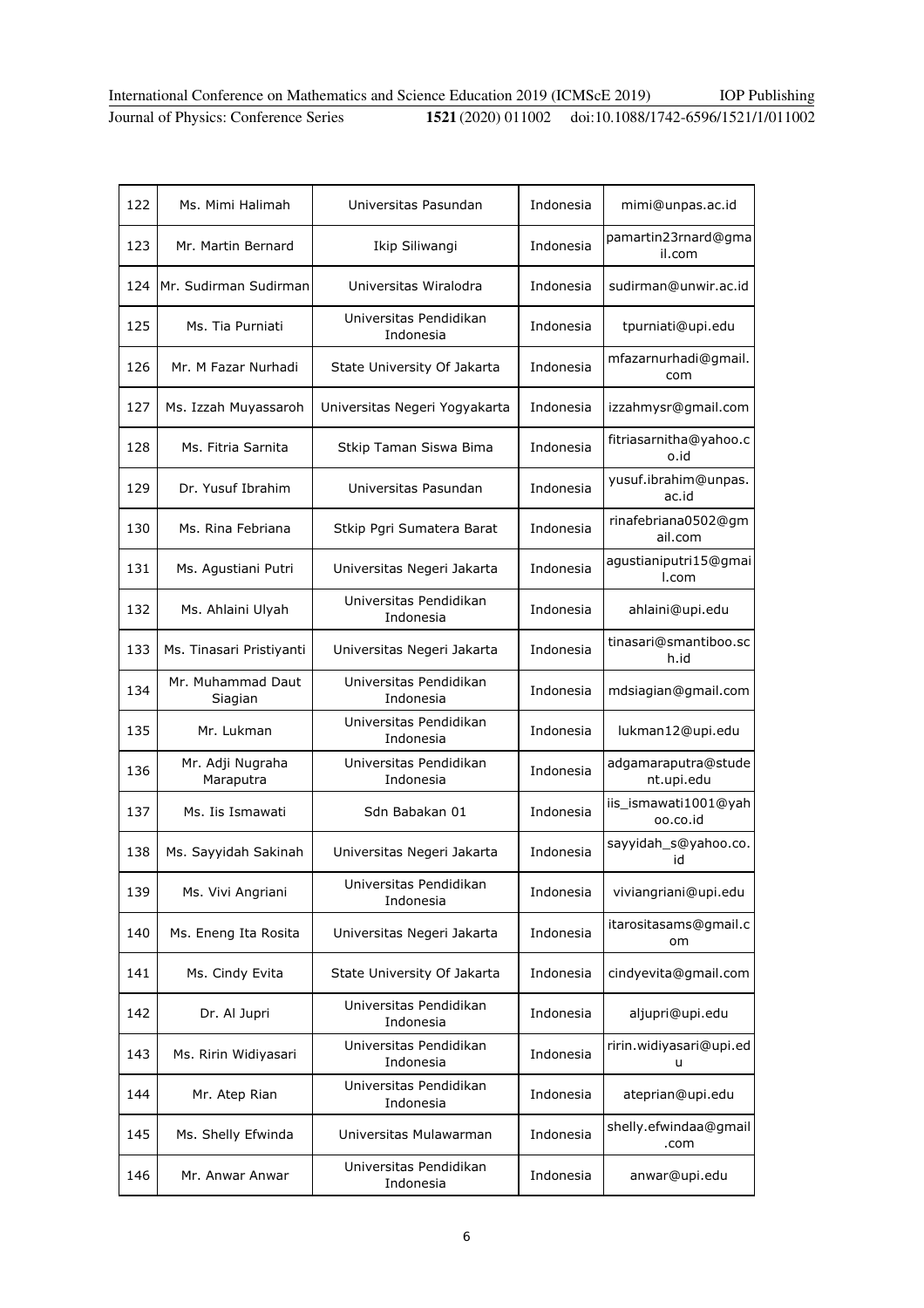| 122 | Ms. Mimi Halimah | Universitas Pasundan | Indonesia | mimi@unpas.ac.id |
|---|---|---|---|---|
| 123 | Mr. Martin Bernard | Ikip Siliwangi | Indonesia | pamartin23rnard@gmail.com |
| 124 | Mr. Sudirman Sudirman | Universitas Wiralodra | Indonesia | sudirman@unwir.ac.id |
| 125 | Ms. Tia Purniati | Universitas Pendidikan Indonesia | Indonesia | tpurniati@upi.edu |
| 126 | Mr. M Fazar Nurhadi | State University Of Jakarta | Indonesia | mfazarnurhadi@gmail.com |
| 127 | Ms. Izzah Muyassaroh | Universitas Negeri Yogyakarta | Indonesia | izzahmysr@gmail.com |
| 128 | Ms. Fitria Sarnita | Stkip Taman Siswa Bima | Indonesia | fitriasarnitha@yahoo.co.id |
| 129 | Dr. Yusuf Ibrahim | Universitas Pasundan | Indonesia | yusuf.ibrahim@unpas.ac.id |
| 130 | Ms. Rina Febriana | Stkip Pgri Sumatera Barat | Indonesia | rinafebriana0502@gmail.com |
| 131 | Ms. Agustiani Putri | Universitas Negeri Jakarta | Indonesia | agustianiputri15@gmail.com |
| 132 | Ms. Ahlaini Ulyah | Universitas Pendidikan Indonesia | Indonesia | ahlaini@upi.edu |
| 133 | Ms. Tinasari Pristiyanti | Universitas Negeri Jakarta | Indonesia | tinasari@smantiboo.sch.id |
| 134 | Mr. Muhammad Daut Siagian | Universitas Pendidikan Indonesia | Indonesia | mdsiagian@gmail.com |
| 135 | Mr. Lukman | Universitas Pendidikan Indonesia | Indonesia | lukman12@upi.edu |
| 136 | Mr. Adji Nugraha Maraputra | Universitas Pendidikan Indonesia | Indonesia | adgamaraputra@student.upi.edu |
| 137 | Ms. Iis Ismawati | Sdn Babakan 01 | Indonesia | iis_ismawati1001@yahoo.co.id |
| 138 | Ms. Sayyidah Sakinah | Universitas Negeri Jakarta | Indonesia | sayyidah_s@yahoo.co.id |
| 139 | Ms. Vivi Angriani | Universitas Pendidikan Indonesia | Indonesia | viviangriani@upi.edu |
| 140 | Ms. Eneng Ita Rosita | Universitas Negeri Jakarta | Indonesia | itarositasams@gmail.com |
| 141 | Ms. Cindy Evita | State University Of Jakarta | Indonesia | cindyevita@gmail.com |
| 142 | Dr. Al Jupri | Universitas Pendidikan Indonesia | Indonesia | aljupri@upi.edu |
| 143 | Ms. Ririn Widiyasari | Universitas Pendidikan Indonesia | Indonesia | ririn.widiyasari@upi.edu |
| 144 | Mr. Atep Rian | Universitas Pendidikan Indonesia | Indonesia | ateprian@upi.edu |
| 145 | Ms. Shelly Efwinda | Universitas Mulawarman | Indonesia | shelly.efwindaa@gmail.com |
| 146 | Mr. Anwar Anwar | Universitas Pendidikan Indonesia | Indonesia | anwar@upi.edu |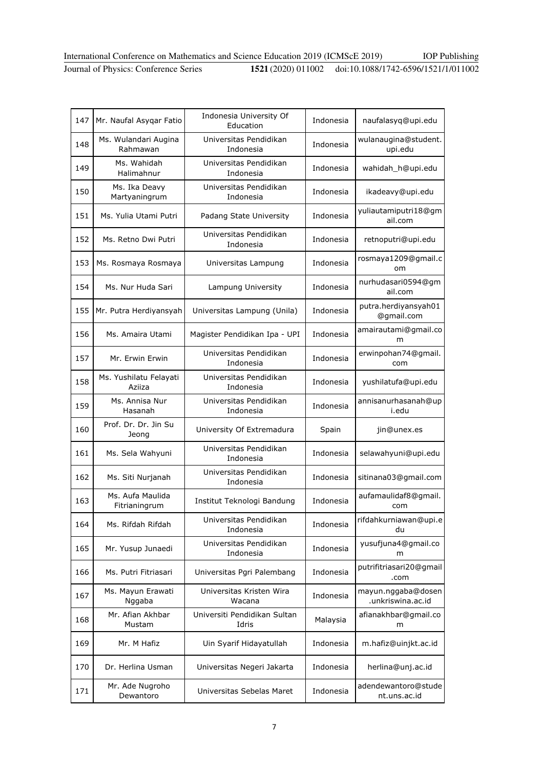| 147 | Mr. Naufal Asyqar Fatio | Indonesia University Of Education | Indonesia | naufalasyq@upi.edu |
|---|---|---|---|---|
| 148 | Ms. Wulandari Augina Rahmawan | Universitas Pendidikan Indonesia | Indonesia | wulanaugina@student.upi.edu |
| 149 | Ms. Wahidah Halimahnur | Universitas Pendidikan Indonesia | Indonesia | wahidah_h@upi.edu |
| 150 | Ms. Ika Deavy Martyaningrum | Universitas Pendidikan Indonesia | Indonesia | ikadeavy@upi.edu |
| 151 | Ms. Yulia Utami Putri | Padang State University | Indonesia | yuliautamiputri18@gmail.com |
| 152 | Ms. Retno Dwi Putri | Universitas Pendidikan Indonesia | Indonesia | retnoputri@upi.edu |
| 153 | Ms. Rosmaya Rosmaya | Universitas Lampung | Indonesia | rosmaya1209@gmail.com |
| 154 | Ms. Nur Huda Sari | Lampung University | Indonesia | nurhudasari0594@gmail.com |
| 155 | Mr. Putra Herdiyansyah | Universitas Lampung (Unila) | Indonesia | putra.herdiyansyah01@gmail.com |
| 156 | Ms. Amaira Utami | Magister Pendidikan Ipa - UPI | Indonesia | amairautami@gmail.com |
| 157 | Mr. Erwin Erwin | Universitas Pendidikan Indonesia | Indonesia | erwinpohan74@gmail.com |
| 158 | Ms. Yushilatu Felayati Aziiza | Universitas Pendidikan Indonesia | Indonesia | yushilatufa@upi.edu |
| 159 | Ms. Annisa Nur Hasanah | Universitas Pendidikan Indonesia | Indonesia | annisanurhasanah@upi.edu |
| 160 | Prof. Dr. Dr. Jin Su Jeong | University Of Extremadura | Spain | jin@unex.es |
| 161 | Ms. Sela Wahyuni | Universitas Pendidikan Indonesia | Indonesia | selawahyuni@upi.edu |
| 162 | Ms. Siti Nurjanah | Universitas Pendidikan Indonesia | Indonesia | sitinana03@gmail.com |
| 163 | Ms. Aufa Maulida Fitrianingrum | Institut Teknologi Bandung | Indonesia | aufamaulidaf8@gmail.com |
| 164 | Ms. Rifdah Rifdah | Universitas Pendidikan Indonesia | Indonesia | rifdahkurniawan@upi.edu |
| 165 | Mr. Yusup Junaedi | Universitas Pendidikan Indonesia | Indonesia | yusufjuna4@gmail.com |
| 166 | Ms. Putri Fitriasari | Universitas Pgri Palembang | Indonesia | putrifitriasari20@gmail.com |
| 167 | Ms. Mayun Erawati Nggaba | Universitas Kristen Wira Wacana | Indonesia | mayun.nggaba@dosen.unkriswina.ac.id |
| 168 | Mr. Afian Akhbar Mustam | Universiti Pendidikan Sultan Idris | Malaysia | afianakhbar@gmail.com |
| 169 | Mr. M Hafiz | Uin Syarif Hidayatullah | Indonesia | m.hafiz@uinjkt.ac.id |
| 170 | Dr. Herlina Usman | Universitas Negeri Jakarta | Indonesia | herlina@unj.ac.id |
| 171 | Mr. Ade Nugroho Dewantoro | Universitas Sebelas Maret | Indonesia | adendewantoro@student.uns.ac.id |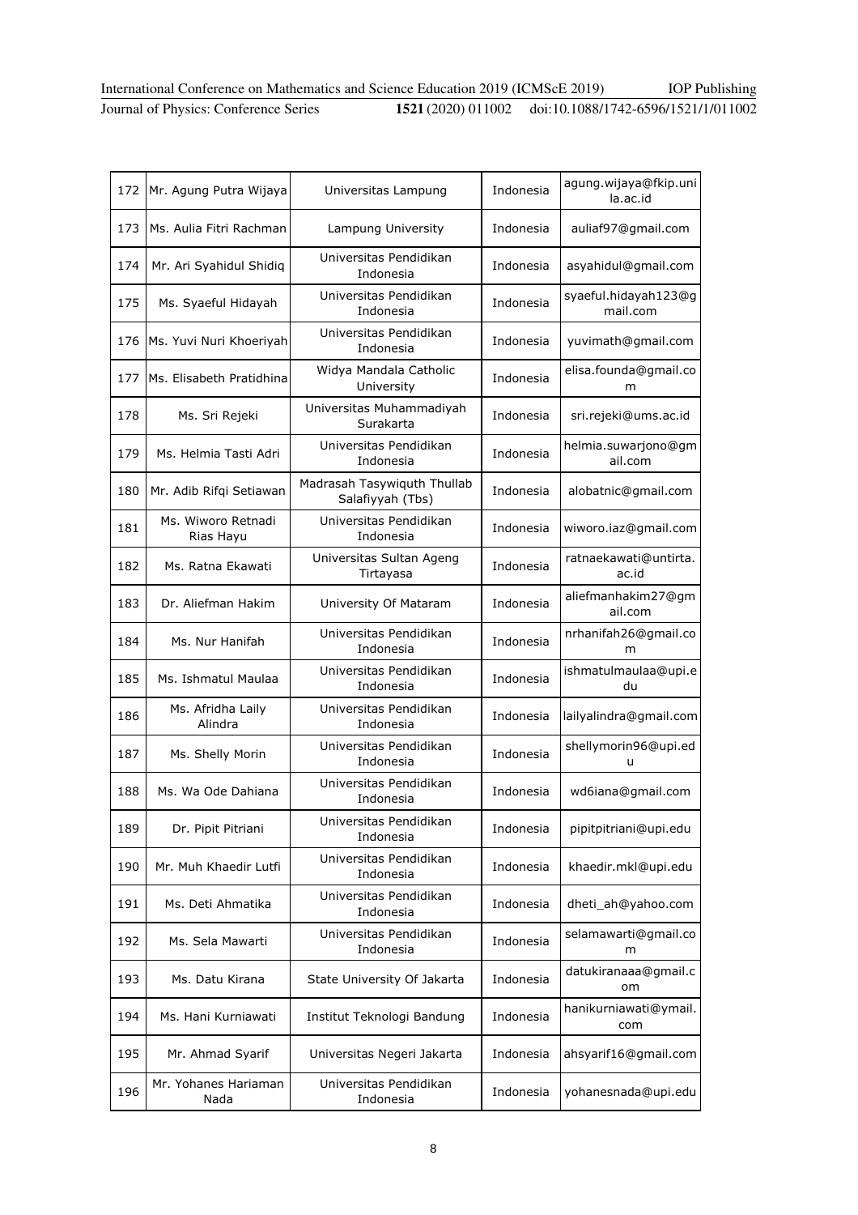| 172 | Mr. Agung Putra Wijaya | Universitas Lampung | Indonesia | agung.wijaya@fkip.unila.ac.id |
|---|---|---|---|---|
| 173 | Ms. Aulia Fitri Rachman | Lampung University | Indonesia | auliaf97@gmail.com |
| 174 | Mr. Ari Syahidul Shidiq | Universitas Pendidikan Indonesia | Indonesia | asyahidul@gmail.com |
| 175 | Ms. Syaeful Hidayah | Universitas Pendidikan Indonesia | Indonesia | syaeful.hidayah123@gmail.com |
| 176 | Ms. Yuvi Nuri Khoeriyah | Universitas Pendidikan Indonesia | Indonesia | yuvimath@gmail.com |
| 177 | Ms. Elisabeth Pratidhina | Widya Mandala Catholic University | Indonesia | elisa.founda@gmail.com |
| 178 | Ms. Sri Rejeki | Universitas Muhammadiyah Surakarta | Indonesia | sri.rejeki@ums.ac.id |
| 179 | Ms. Helmia Tasti Adri | Universitas Pendidikan Indonesia | Indonesia | helmia.suwarjono@gmail.com |
| 180 | Mr. Adib Rifqi Setiawan | Madrasah Tasywiquth Thullab Salafiyyah (Tbs) | Indonesia | alobatnic@gmail.com |
| 181 | Ms. Wiworo Retnadi Rias Hayu | Universitas Pendidikan Indonesia | Indonesia | wiworo.iaz@gmail.com |
| 182 | Ms. Ratna Ekawati | Universitas Sultan Ageng Tirtayasa | Indonesia | ratnaekawati@untirta.ac.id |
| 183 | Dr. Aliefman Hakim | University Of Mataram | Indonesia | aliefmanhakim27@gmail.com |
| 184 | Ms. Nur Hanifah | Universitas Pendidikan Indonesia | Indonesia | nrhanifah26@gmail.com |
| 185 | Ms. Ishmatul Maulaa | Universitas Pendidikan Indonesia | Indonesia | ishmatulmaulaa@upi.edu |
| 186 | Ms. Afridha Laily Alindra | Universitas Pendidikan Indonesia | Indonesia | lailyalindra@gmail.com |
| 187 | Ms. Shelly Morin | Universitas Pendidikan Indonesia | Indonesia | shellymorin96@upi.edu |
| 188 | Ms. Wa Ode Dahiana | Universitas Pendidikan Indonesia | Indonesia | wd6iana@gmail.com |
| 189 | Dr. Pipit Pitriani | Universitas Pendidikan Indonesia | Indonesia | pipitpitriani@upi.edu |
| 190 | Mr. Muh Khaedir Lutfi | Universitas Pendidikan Indonesia | Indonesia | khaedir.mkl@upi.edu |
| 191 | Ms. Deti Ahmatika | Universitas Pendidikan Indonesia | Indonesia | dheti_ah@yahoo.com |
| 192 | Ms. Sela Mawarti | Universitas Pendidikan Indonesia | Indonesia | selamawarti@gmail.com |
| 193 | Ms. Datu Kirana | State University Of Jakarta | Indonesia | datukiranaaa@gmail.com |
| 194 | Ms. Hani Kurniawati | Institut Teknologi Bandung | Indonesia | hanikurniawati@ymail.com |
| 195 | Mr. Ahmad Syarif | Universitas Negeri Jakarta | Indonesia | ahsyarif16@gmail.com |
| 196 | Mr. Yohanes Hariaman Nada | Universitas Pendidikan Indonesia | Indonesia | yohanesnada@upi.edu |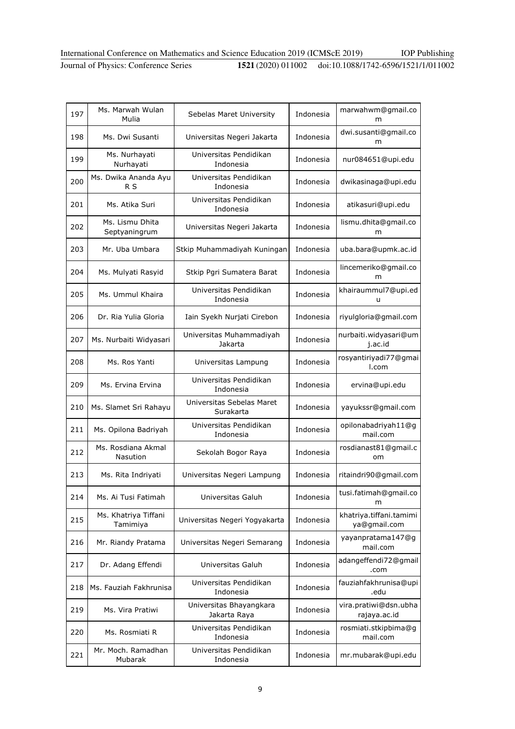| 197 | Ms. Marwah Wulan Mulia | Sebelas Maret University | Indonesia | marwahwm@gmail.com |
|---|---|---|---|---|
| 198 | Ms. Dwi Susanti | Universitas Negeri Jakarta | Indonesia | dwi.susanti@gmail.com |
| 199 | Ms. Nurhayati Nurhayati | Universitas Pendidikan Indonesia | Indonesia | nur084651@upi.edu |
| 200 | Ms. Dwika Ananda Ayu R S | Universitas Pendidikan Indonesia | Indonesia | dwikasinaga@upi.edu |
| 201 | Ms. Atika Suri | Universitas Pendidikan Indonesia | Indonesia | atikasuri@upi.edu |
| 202 | Ms. Lismu Dhita Septyaningrum | Universitas Negeri Jakarta | Indonesia | lismu.dhita@gmail.com |
| 203 | Mr. Uba Umbara | Stkip Muhammadiyah Kuningan | Indonesia | uba.bara@upmk.ac.id |
| 204 | Ms. Mulyati Rasyid | Stkip Pgri Sumatera Barat | Indonesia | lincemeriko@gmail.com |
| 205 | Ms. Ummul Khaira | Universitas Pendidikan Indonesia | Indonesia | khairaummul7@upi.edu |
| 206 | Dr. Ria Yulia Gloria | Iain Syekh Nurjati Cirebon | Indonesia | riyulgloria@gmail.com |
| 207 | Ms. Nurbaiti Widyasari | Universitas Muhammadiyah Jakarta | Indonesia | nurbaiti.widyasari@umj.ac.id |
| 208 | Ms. Ros Yanti | Universitas Lampung | Indonesia | rosyantiriyadi77@gmail.com |
| 209 | Ms. Ervina Ervina | Universitas Pendidikan Indonesia | Indonesia | ervina@upi.edu |
| 210 | Ms. Slamet Sri Rahayu | Universitas Sebelas Maret Surakarta | Indonesia | yayukssr@gmail.com |
| 211 | Ms. Opilona Badriyah | Universitas Pendidikan Indonesia | Indonesia | opilonabadriyah11@gmail.com |
| 212 | Ms. Rosdiana Akmal Nasution | Sekolah Bogor Raya | Indonesia | rosdianast81@gmail.com |
| 213 | Ms. Rita Indriyati | Universitas Negeri Lampung | Indonesia | ritaindri90@gmail.com |
| 214 | Ms. Ai Tusi Fatimah | Universitas Galuh | Indonesia | tusi.fatimah@gmail.com |
| 215 | Ms. Khatriya Tiffani Tamimiya | Universitas Negeri Yogyakarta | Indonesia | khatriya.tiffani.tamimiya@gmail.com |
| 216 | Mr. Riandy Pratama | Universitas Negeri Semarang | Indonesia | yayanpratama147@gmail.com |
| 217 | Dr. Adang Effendi | Universitas Galuh | Indonesia | adangeffendi72@gmail.com |
| 218 | Ms. Fauziah Fakhrunisa | Universitas Pendidikan Indonesia | Indonesia | fauziahfakhrunisa@upi.edu |
| 219 | Ms. Vira Pratiwi | Universitas Bhayangkara Jakarta Raya | Indonesia | vira.pratiwi@dsn.ubharajaya.ac.id |
| 220 | Ms. Rosmiati R | Universitas Pendidikan Indonesia | Indonesia | rosmiati.stkipbima@gmail.com |
| 221 | Mr. Moch. Ramadhan Mubarak | Universitas Pendidikan Indonesia | Indonesia | mr.mubarak@upi.edu |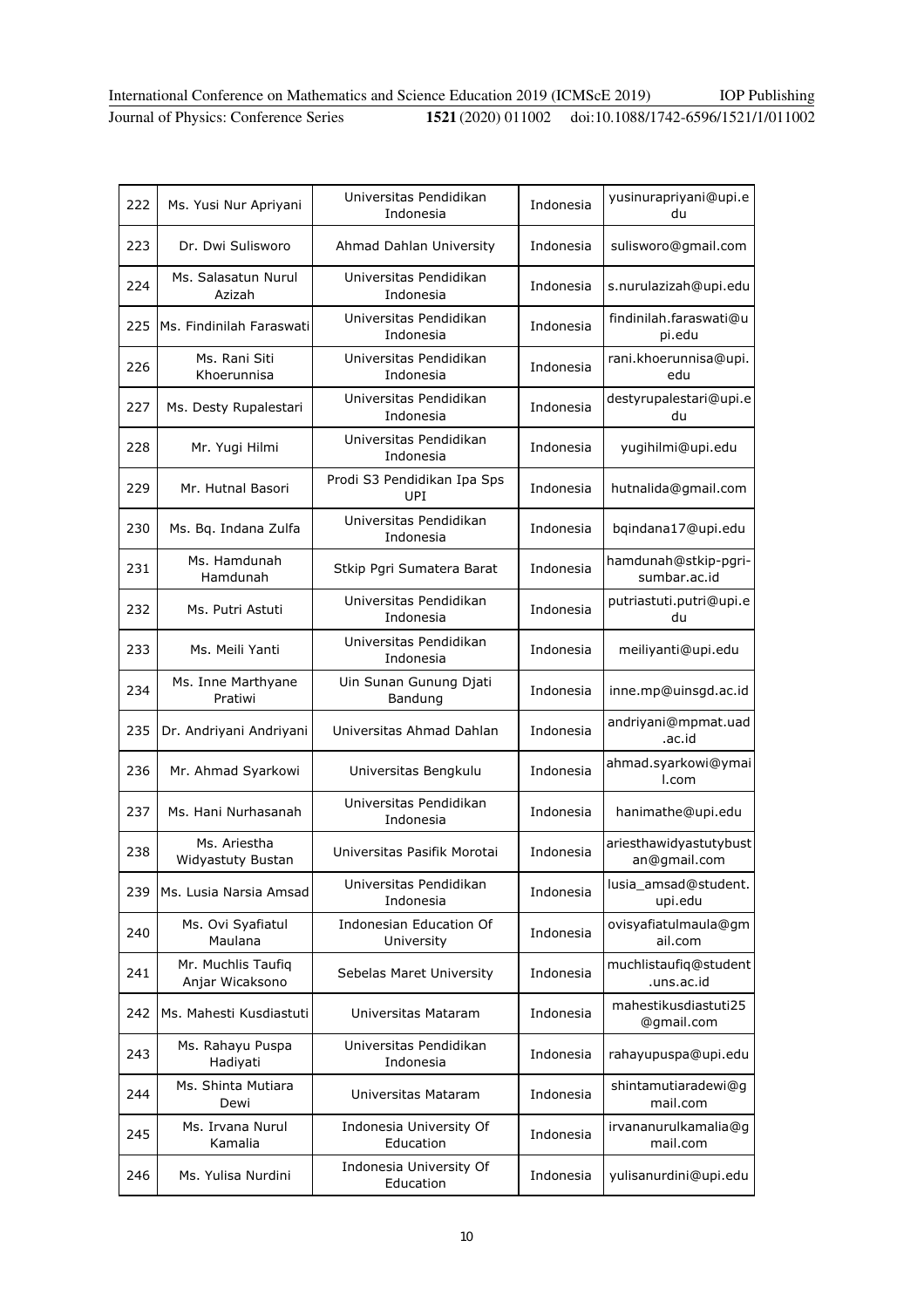| 222 | Ms. Yusi Nur Apriyani | Universitas Pendidikan Indonesia | Indonesia | yusinurapriyani@upi.edu |
|---|---|---|---|---|
| 223 | Dr. Dwi Sulisworo | Ahmad Dahlan University | Indonesia | sulisworo@gmail.com |
| 224 | Ms. Salasatun Nurul Azizah | Universitas Pendidikan Indonesia | Indonesia | s.nurulazizah@upi.edu |
| 225 | Ms. Findinilah Faraswati | Universitas Pendidikan Indonesia | Indonesia | findinilah.faraswati@upi.edu |
| 226 | Ms. Rani Siti Khoerunnisa | Universitas Pendidikan Indonesia | Indonesia | rani.khoerunnisa@upi.edu |
| 227 | Ms. Desty Rupalestari | Universitas Pendidikan Indonesia | Indonesia | destyrupalestari@upi.edu |
| 228 | Mr. Yugi Hilmi | Universitas Pendidikan Indonesia | Indonesia | yugihilmi@upi.edu |
| 229 | Mr. Hutnal Basori | Prodi S3 Pendidikan Ipa Sps UPI | Indonesia | hutnalida@gmail.com |
| 230 | Ms. Bq. Indana Zulfa | Universitas Pendidikan Indonesia | Indonesia | bqindana17@upi.edu |
| 231 | Ms. Hamdunah Hamdunah | Stkip Pgri Sumatera Barat | Indonesia | hamdunah@stkip-pgri-sumbar.ac.id |
| 232 | Ms. Putri Astuti | Universitas Pendidikan Indonesia | Indonesia | putriastuti.putri@upi.edu |
| 233 | Ms. Meili Yanti | Universitas Pendidikan Indonesia | Indonesia | meiliyanti@upi.edu |
| 234 | Ms. Inne Marthyane Pratiwi | Uin Sunan Gunung Djati Bandung | Indonesia | inne.mp@uinsgd.ac.id |
| 235 | Dr. Andriyani Andriyani | Universitas Ahmad Dahlan | Indonesia | andriyani@mpmat.uad.ac.id |
| 236 | Mr. Ahmad Syarkowi | Universitas Bengkulu | Indonesia | ahmad.syarkowi@ymail.com |
| 237 | Ms. Hani Nurhasanah | Universitas Pendidikan Indonesia | Indonesia | hanimathe@upi.edu |
| 238 | Ms. Ariestha Widyastuty Bustan | Universitas Pasifik Morotai | Indonesia | ariesthawidyastutybustan@gmail.com |
| 239 | Ms. Lusia Narsia Amsad | Universitas Pendidikan Indonesia | Indonesia | lusia_amsad@student.upi.edu |
| 240 | Ms. Ovi Syafiatul Maulana | Indonesian Education Of University | Indonesia | ovisyafiatulmaula@gmail.com |
| 241 | Mr. Muchlis Taufiq Anjar Wicaksono | Sebelas Maret University | Indonesia | muchlistaufiq@student.uns.ac.id |
| 242 | Ms. Mahesti Kusdiastuti | Universitas Mataram | Indonesia | mahestikusdiastuti25@gmail.com |
| 243 | Ms. Rahayu Puspa Hadiyati | Universitas Pendidikan Indonesia | Indonesia | rahayupuspa@upi.edu |
| 244 | Ms. Shinta Mutiara Dewi | Universitas Mataram | Indonesia | shintamutiaradewi@gmail.com |
| 245 | Ms. Irvana Nurul Kamalia | Indonesia University Of Education | Indonesia | irvananurulkamalia@gmail.com |
| 246 | Ms. Yulisa Nurdini | Indonesia University Of Education | Indonesia | yulisanurdini@upi.edu |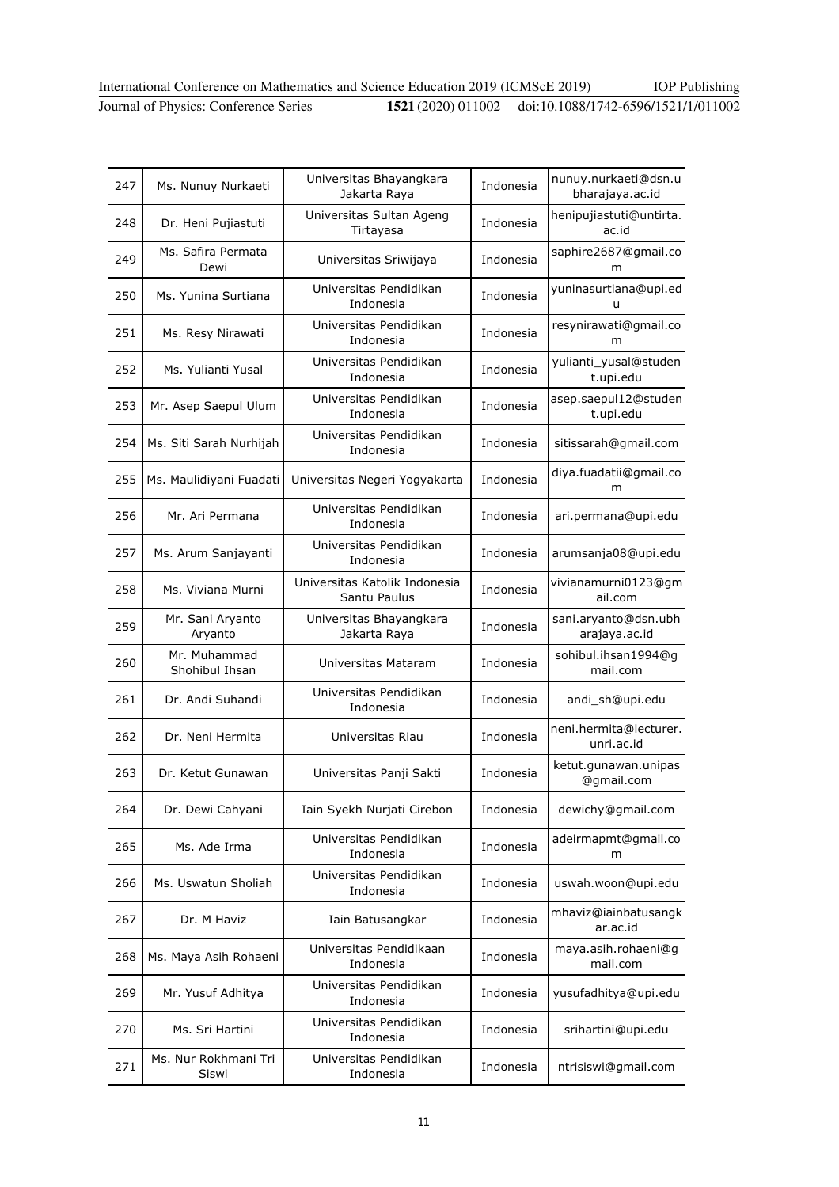| 247 | Ms. Nunuy Nurkaeti | Universitas Bhayangkara Jakarta Raya | Indonesia | nunuy.nurkaeti@dsn.ubharajaya.ac.id |
|---|---|---|---|---|
| 248 | Dr. Heni Pujiastuti | Universitas Sultan Ageng Tirtayasa | Indonesia | henipujiastuti@untirta.ac.id |
| 249 | Ms. Safira Permata Dewi | Universitas Sriwijaya | Indonesia | saphire2687@gmail.com |
| 250 | Ms. Yunina Surtiana | Universitas Pendidikan Indonesia | Indonesia | yuninasurtiana@upi.edu |
| 251 | Ms. Resy Nirawati | Universitas Pendidikan Indonesia | Indonesia | resynirawati@gmail.com |
| 252 | Ms. Yulianti Yusal | Universitas Pendidikan Indonesia | Indonesia | yulianti_yusal@student.upi.edu |
| 253 | Mr. Asep Saepul Ulum | Universitas Pendidikan Indonesia | Indonesia | asep.saepul12@student.upi.edu |
| 254 | Ms. Siti Sarah Nurhijah | Universitas Pendidikan Indonesia | Indonesia | sitissarah@gmail.com |
| 255 | Ms. Maulidiyani Fuadati | Universitas Negeri Yogyakarta | Indonesia | diya.fuadatii@gmail.com |
| 256 | Mr. Ari Permana | Universitas Pendidikan Indonesia | Indonesia | ari.permana@upi.edu |
| 257 | Ms. Arum Sanjayanti | Universitas Pendidikan Indonesia | Indonesia | arumsanja08@upi.edu |
| 258 | Ms. Viviana Murni | Universitas Katolik Indonesia Santu Paulus | Indonesia | vivianamurni0123@gmail.com |
| 259 | Mr. Sani Aryanto Aryanto | Universitas Bhayangkara Jakarta Raya | Indonesia | sani.aryanto@dsn.ubharajaya.ac.id |
| 260 | Mr. Muhammad Shohibul Ihsan | Universitas Mataram | Indonesia | sohibul.ihsan1994@gmail.com |
| 261 | Dr. Andi Suhandi | Universitas Pendidikan Indonesia | Indonesia | andi_sh@upi.edu |
| 262 | Dr. Neni Hermita | Universitas Riau | Indonesia | neni.hermita@lecturer.unri.ac.id |
| 263 | Dr. Ketut Gunawan | Universitas Panji Sakti | Indonesia | ketut.gunawan.unipas@gmail.com |
| 264 | Dr. Dewi Cahyani | Iain Syekh Nurjati Cirebon | Indonesia | dewichy@gmail.com |
| 265 | Ms. Ade Irma | Universitas Pendidikan Indonesia | Indonesia | adeirmapmt@gmail.com |
| 266 | Ms. Uswatun Sholiah | Universitas Pendidikan Indonesia | Indonesia | uswah.woon@upi.edu |
| 267 | Dr. M Haviz | Iain Batusangkar | Indonesia | mhaviz@iainbatusangkar.ac.id |
| 268 | Ms. Maya Asih Rohaeni | Universitas Pendidikaan Indonesia | Indonesia | maya.asih.rohaeni@gmail.com |
| 269 | Mr. Yusuf Adhitya | Universitas Pendidikan Indonesia | Indonesia | yusufadhitya@upi.edu |
| 270 | Ms. Sri Hartini | Universitas Pendidikan Indonesia | Indonesia | srihartini@upi.edu |
| 271 | Ms. Nur Rokhmani Tri Siswi | Universitas Pendidikan Indonesia | Indonesia | ntrisiswi@gmail.com |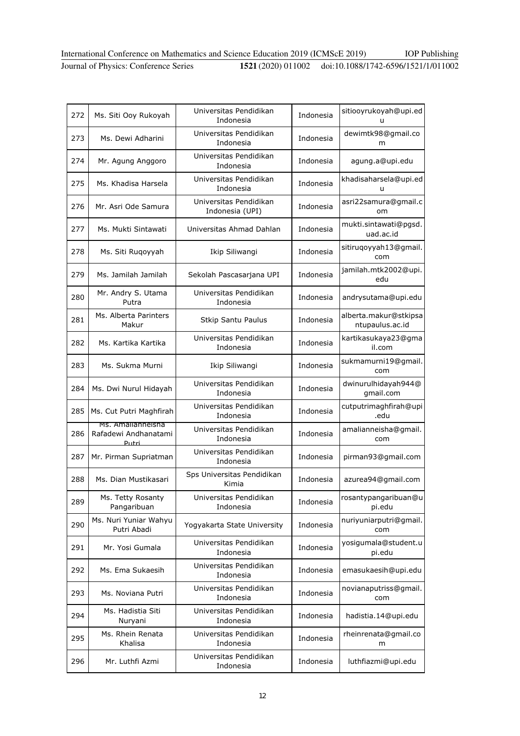| 272 | Ms. Siti Ooy Rukoyah | Universitas Pendidikan Indonesia | Indonesia | sitiooyrukoyah@upi.edu |
|---|---|---|---|---|
| 273 | Ms. Dewi Adharini | Universitas Pendidikan Indonesia | Indonesia | dewimtk98@gmail.com |
| 274 | Mr. Agung Anggoro | Universitas Pendidikan Indonesia | Indonesia | agung.a@upi.edu |
| 275 | Ms. Khadisa Harsela | Universitas Pendidikan Indonesia | Indonesia | khadisaharsela@upi.edu |
| 276 | Mr. Asri Ode Samura | Universitas Pendidikan Indonesia (UPI) | Indonesia | asri22samura@gmail.com |
| 277 | Ms. Mukti Sintawati | Universitas Ahmad Dahlan | Indonesia | mukti.sintawati@pgsd.uad.ac.id |
| 278 | Ms. Siti Ruqoyyah | Ikip Siliwangi | Indonesia | sitiruqoyyah13@gmail.com |
| 279 | Ms. Jamilah Jamilah | Sekolah Pascasarjana UPI | Indonesia | jamilah.mtk2002@upi.edu |
| 280 | Mr. Andry S. Utama Putra | Universitas Pendidikan Indonesia | Indonesia | andrysutama@upi.edu |
| 281 | Ms. Alberta Parinters Makur | Stkip Santu Paulus | Indonesia | alberta.makur@stkipsantupaulus.ac.id |
| 282 | Ms. Kartika Kartika | Universitas Pendidikan Indonesia | Indonesia | kartikasukaya23@gmail.com |
| 283 | Ms. Sukma Murni | Ikip Siliwangi | Indonesia | sukmamurni19@gmail.com |
| 284 | Ms. Dwi Nurul Hidayah | Universitas Pendidikan Indonesia | Indonesia | dwinurulhidayah944@gmail.com |
| 285 | Ms. Cut Putri Maghfirah | Universitas Pendidikan Indonesia | Indonesia | cutputrimaghfirah@upi.edu |
| 286 | Ms. Amalianneisha Rafadewi Andhanatami Putri | Universitas Pendidikan Indonesia | Indonesia | amalianneisha@gmail.com |
| 287 | Mr. Pirman Supriatman | Universitas Pendidikan Indonesia | Indonesia | pirman93@gmail.com |
| 288 | Ms. Dian Mustikasari | Sps Universitas Pendidikan Kimia | Indonesia | azurea94@gmail.com |
| 289 | Ms. Tetty Rosanty Pangaribuan | Universitas Pendidikan Indonesia | Indonesia | rosantypangaribuan@upi.edu |
| 290 | Ms. Nuri Yuniar Wahyu Putri Abadi | Yogyakarta State University | Indonesia | nuriyuniarputri@gmail.com |
| 291 | Mr. Yosi Gumala | Universitas Pendidikan Indonesia | Indonesia | yosigumala@student.upi.edu |
| 292 | Ms. Ema Sukaesih | Universitas Pendidikan Indonesia | Indonesia | emasukaesih@upi.edu |
| 293 | Ms. Noviana Putri | Universitas Pendidikan Indonesia | Indonesia | novianaputriss@gmail.com |
| 294 | Ms. Hadistia Siti Nuryani | Universitas Pendidikan Indonesia | Indonesia | hadistia.14@upi.edu |
| 295 | Ms. Rhein Renata Khalisa | Universitas Pendidikan Indonesia | Indonesia | rheinrenata@gmail.com |
| 296 | Mr. Luthfi Azmi | Universitas Pendidikan Indonesia | Indonesia | luthfiazmi@upi.edu |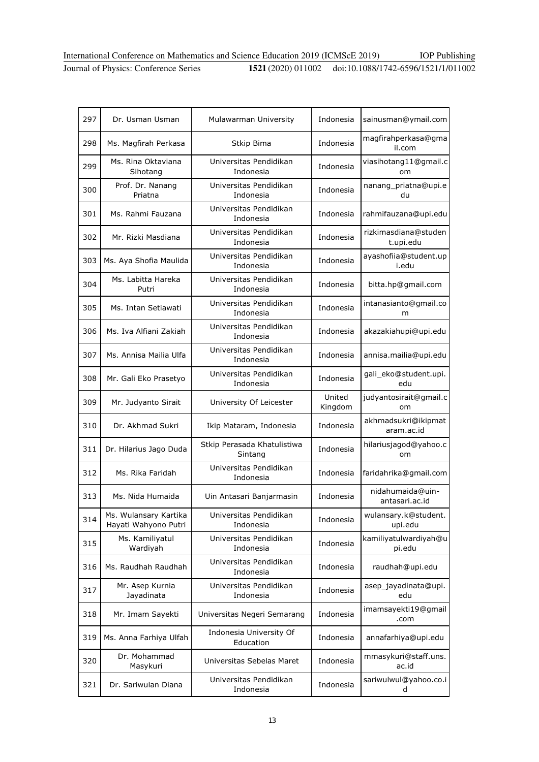| 297 | Dr. Usman Usman | Mulawarman University | Indonesia | sainusman@ymail.com |
|---|---|---|---|---|
| 298 | Ms. Magfirah Perkasa | Stkip Bima | Indonesia | magfirahperkasa@gmail.com |
| 299 | Ms. Rina Oktaviana Sihotang | Universitas Pendidikan Indonesia | Indonesia | viasihotang11@gmail.com |
| 300 | Prof. Dr. Nanang Priatna | Universitas Pendidikan Indonesia | Indonesia | nanang_priatna@upi.edu |
| 301 | Ms. Rahmi Fauzana | Universitas Pendidikan Indonesia | Indonesia | rahmifauzana@upi.edu |
| 302 | Mr. Rizki Masdiana | Universitas Pendidikan Indonesia | Indonesia | rizkimasdiana@student.upi.edu |
| 303 | Ms. Aya Shofia Maulida | Universitas Pendidikan Indonesia | Indonesia | ayashofiia@student.upi.edu |
| 304 | Ms. Labitta Hareka Putri | Universitas Pendidikan Indonesia | Indonesia | bitta.hp@gmail.com |
| 305 | Ms. Intan Setiawati | Universitas Pendidikan Indonesia | Indonesia | intanasianto@gmail.com |
| 306 | Ms. Iva Alfiani Zakiah | Universitas Pendidikan Indonesia | Indonesia | akazakiahupi@upi.edu |
| 307 | Ms. Annisa Mailia Ulfa | Universitas Pendidikan Indonesia | Indonesia | annisa.mailia@upi.edu |
| 308 | Mr. Gali Eko Prasetyo | Universitas Pendidikan Indonesia | Indonesia | gali_eko@student.upi.edu |
| 309 | Mr. Judyanto Sirait | University Of Leicester | United Kingdom | judyantosirait@gmail.com |
| 310 | Dr. Akhmad Sukri | Ikip Mataram, Indonesia | Indonesia | akhmadsukri@ikipmataram.ac.id |
| 311 | Dr. Hilarius Jago Duda | Stkip Perasada Khatulistiwa Sintang | Indonesia | hilariusjagod@yahoo.com |
| 312 | Ms. Rika Faridah | Universitas Pendidikan Indonesia | Indonesia | faridahrika@gmail.com |
| 313 | Ms. Nida Humaida | Uin Antasari Banjarmasin | Indonesia | nidahumaida@uin-antasari.ac.id |
| 314 | Ms. Wulansary Kartika Hayati Wahyono Putri | Universitas Pendidikan Indonesia | Indonesia | wulansary.k@student.upi.edu |
| 315 | Ms. Kamiliyatul Wardiyah | Universitas Pendidikan Indonesia | Indonesia | kamiliyatulwardiyah@upi.edu |
| 316 | Ms. Raudhah Raudhah | Universitas Pendidikan Indonesia | Indonesia | raudhah@upi.edu |
| 317 | Mr. Asep Kurnia Jayadinata | Universitas Pendidikan Indonesia | Indonesia | asep_jayadinata@upi.edu |
| 318 | Mr. Imam Sayekti | Universitas Negeri Semarang | Indonesia | imamsayekti19@gmail.com |
| 319 | Ms. Anna Farhiya Ulfah | Indonesia University Of Education | Indonesia | annafarhiya@upi.edu |
| 320 | Dr. Mohammad Masykuri | Universitas Sebelas Maret | Indonesia | mmasykuri@staff.uns.ac.id |
| 321 | Dr. Sariwulan Diana | Universitas Pendidikan Indonesia | Indonesia | sariwulwul@yahoo.co.id |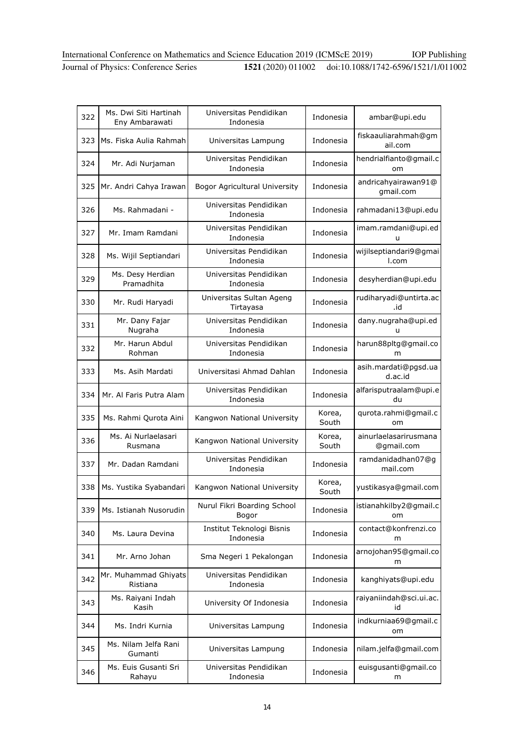| 322 | Ms. Dwi Siti Hartinah Eny Ambarawati | Universitas Pendidikan Indonesia | Indonesia | ambar@upi.edu |
|---|---|---|---|---|
| 323 | Ms. Fiska Aulia Rahmah | Universitas Lampung | Indonesia | fiskaauliarahmah@gmail.com |
| 324 | Mr. Adi Nurjaman | Universitas Pendidikan Indonesia | Indonesia | hendrialfianto@gmail.com |
| 325 | Mr. Andri Cahya Irawan | Bogor Agricultural University | Indonesia | andricahyairawan91@gmail.com |
| 326 | Ms. Rahmadani - | Universitas Pendidikan Indonesia | Indonesia | rahmadani13@upi.edu |
| 327 | Mr. Imam Ramdani | Universitas Pendidikan Indonesia | Indonesia | imam.ramdani@upi.edu |
| 328 | Ms. Wijil Septiandari | Universitas Pendidikan Indonesia | Indonesia | wijilseptiandari9@gmail.com |
| 329 | Ms. Desy Herdian Pramadhita | Universitas Pendidikan Indonesia | Indonesia | desyherdian@upi.edu |
| 330 | Mr. Rudi Haryadi | Universitas Sultan Ageng Tirtayasa | Indonesia | rudiharyadi@untirta.ac.id |
| 331 | Mr. Dany Fajar Nugraha | Universitas Pendidikan Indonesia | Indonesia | dany.nugraha@upi.edu |
| 332 | Mr. Harun Abdul Rohman | Universitas Pendidikan Indonesia | Indonesia | harun88pltg@gmail.com |
| 333 | Ms. Asih Mardati | Universitasi Ahmad Dahlan | Indonesia | asih.mardati@pgsd.uad.ac.id |
| 334 | Mr. Al Faris Putra Alam | Universitas Pendidikan Indonesia | Indonesia | alfarisputraalam@upi.edu |
| 335 | Ms. Rahmi Qurota Aini | Kangwon National University | Korea, South | qurota.rahmi@gmail.com |
| 336 | Ms. Ai Nurlaelasari Rusmana | Kangwon National University | Korea, South | ainurlaelasarirusmana@gmail.com |
| 337 | Mr. Dadan Ramdani | Universitas Pendidikan Indonesia | Indonesia | ramdanidadhan07@gmail.com |
| 338 | Ms. Yustika Syabandari | Kangwon National University | Korea, South | yustikasya@gmail.com |
| 339 | Ms. Istianah Nusorudin | Nurul Fikri Boarding School Bogor | Indonesia | istianahkilby2@gmail.com |
| 340 | Ms. Laura Devina | Institut Teknologi Bisnis Indonesia | Indonesia | contact@konfrenzi.com |
| 341 | Mr. Arno Johan | Sma Negeri 1 Pekalongan | Indonesia | arnojohan95@gmail.com |
| 342 | Mr. Muhammad Ghiyats Ristiana | Universitas Pendidikan Indonesia | Indonesia | kanghiyats@upi.edu |
| 343 | Ms. Raiyani Indah Kasih | University Of Indonesia | Indonesia | raiyaniindah@sci.ui.ac.id |
| 344 | Ms. Indri Kurnia | Universitas Lampung | Indonesia | indkurniaa69@gmail.com |
| 345 | Ms. Nilam Jelfa Rani Gumanti | Universitas Lampung | Indonesia | nilam.jelfa@gmail.com |
| 346 | Ms. Euis Gusanti Sri Rahayu | Universitas Pendidikan Indonesia | Indonesia | euisgusanti@gmail.com |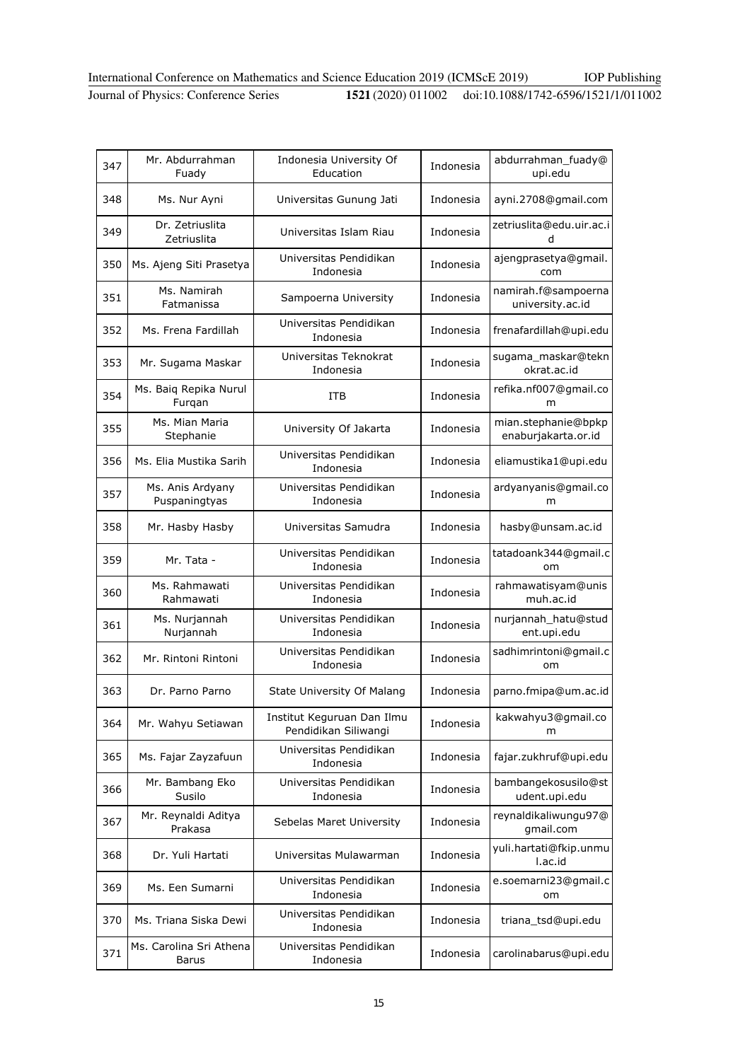| 347 | Mr. Abdurrahman Fuady | Indonesia University Of Education | Indonesia | abdurrahman_fuady@upi.edu |
|---|---|---|---|---|
| 348 | Ms. Nur Ayni | Universitas Gunung Jati | Indonesia | ayni.2708@gmail.com |
| 349 | Dr. Zetriuslita Zetriuslita | Universitas Islam Riau | Indonesia | zetriuslita@edu.uir.ac.id |
| 350 | Ms. Ajeng Siti Prasetya | Universitas Pendidikan Indonesia | Indonesia | ajengprasetya@gmail.com |
| 351 | Ms. Namirah Fatmanissa | Sampoerna University | Indonesia | namirah.f@sampoernauniversity.ac.id |
| 352 | Ms. Frena Fardillah | Universitas Pendidikan Indonesia | Indonesia | frenafardillah@upi.edu |
| 353 | Mr. Sugama Maskar | Universitas Teknokrat Indonesia | Indonesia | sugama_maskar@teknokrat.ac.id |
| 354 | Ms. Baiq Repika Nurul Furqan | ITB | Indonesia | refika.nf007@gmail.com |
| 355 | Ms. Mian Maria Stephanie | University Of Jakarta | Indonesia | mian.stephanie@bpkpenaburjakarta.or.id |
| 356 | Ms. Elia Mustika Sarih | Universitas Pendidikan Indonesia | Indonesia | eliamustika1@upi.edu |
| 357 | Ms. Anis Ardyany Puspaningtyas | Universitas Pendidikan Indonesia | Indonesia | ardyanyanis@gmail.com |
| 358 | Mr. Hasby Hasby | Universitas Samudra | Indonesia | hasby@unsam.ac.id |
| 359 | Mr. Tata - | Universitas Pendidikan Indonesia | Indonesia | tatadoank344@gmail.com |
| 360 | Ms. Rahmawati Rahmawati | Universitas Pendidikan Indonesia | Indonesia | rahmawatisyam@unismuh.ac.id |
| 361 | Ms. Nurjannah Nurjannah | Universitas Pendidikan Indonesia | Indonesia | nurjannah_hatu@student.upi.edu |
| 362 | Mr. Rintoni Rintoni | Universitas Pendidikan Indonesia | Indonesia | sadhimrintoni@gmail.com |
| 363 | Dr. Parno Parno | State University Of Malang | Indonesia | parno.fmipa@um.ac.id |
| 364 | Mr. Wahyu Setiawan | Institut Keguruan Dan Ilmu Pendidikan Siliwangi | Indonesia | kakwahyu3@gmail.com |
| 365 | Ms. Fajar Zayzafuun | Universitas Pendidikan Indonesia | Indonesia | fajar.zukhruf@upi.edu |
| 366 | Mr. Bambang Eko Susilo | Universitas Pendidikan Indonesia | Indonesia | bambangekosusilo@student.upi.edu |
| 367 | Mr. Reynaldi Aditya Prakasa | Sebelas Maret University | Indonesia | reynaldikaliwungu97@gmail.com |
| 368 | Dr. Yuli Hartati | Universitas Mulawarman | Indonesia | yuli.hartati@fkip.unmul.ac.id |
| 369 | Ms. Een Sumarni | Universitas Pendidikan Indonesia | Indonesia | e.soemarni23@gmail.com |
| 370 | Ms. Triana Siska Dewi | Universitas Pendidikan Indonesia | Indonesia | triana_tsd@upi.edu |
| 371 | Ms. Carolina Sri Athena Barus | Universitas Pendidikan Indonesia | Indonesia | carolinabarus@upi.edu |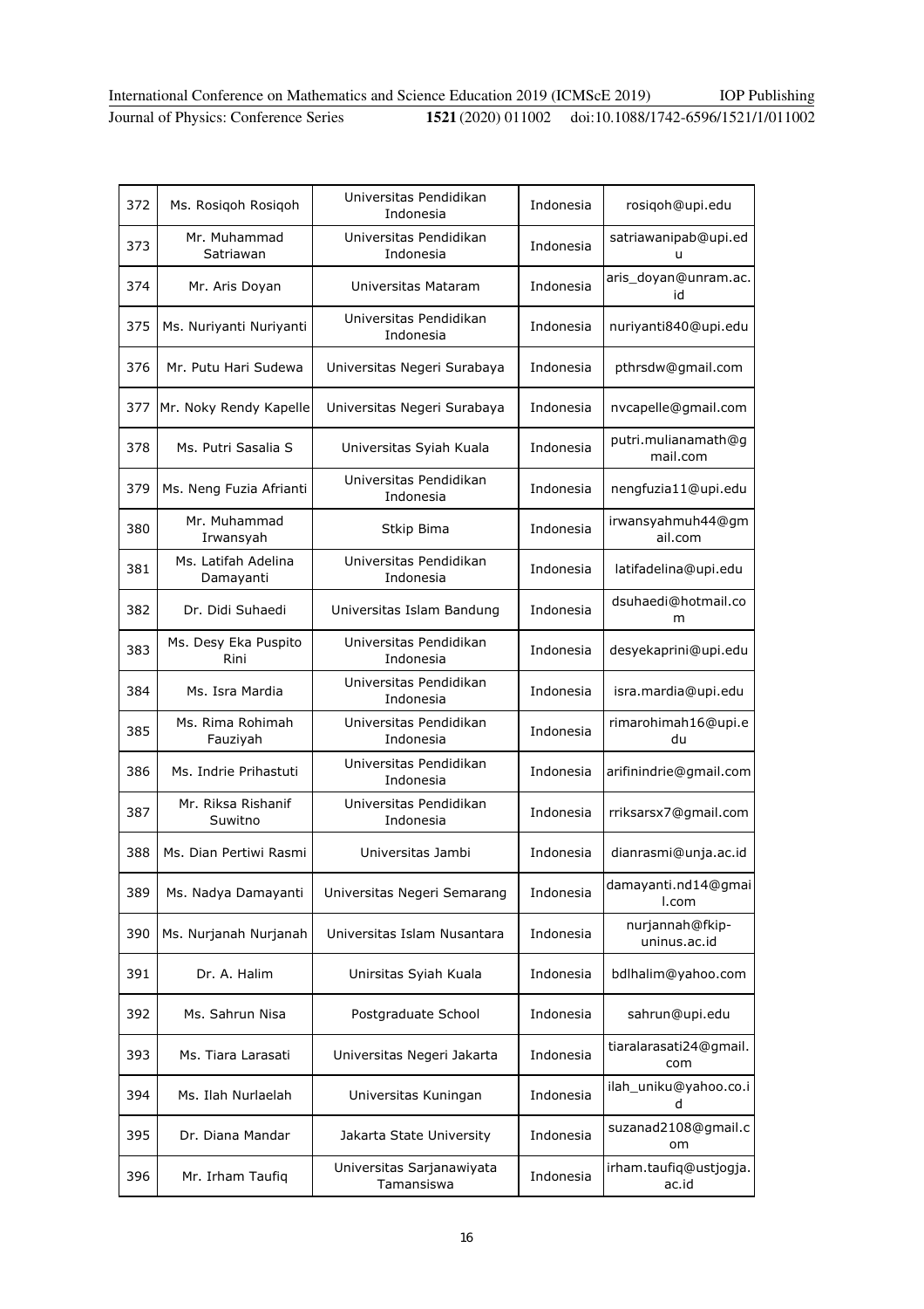| 372 | Ms. Rosiqoh Rosiqoh | Universitas Pendidikan Indonesia | Indonesia | rosiqoh@upi.edu |
|---|---|---|---|---|
| 373 | Mr. Muhammad Satriawan | Universitas Pendidikan Indonesia | Indonesia | satriawanipab@upi.edu |
| 374 | Mr. Aris Doyan | Universitas Mataram | Indonesia | aris_doyan@unram.ac.id |
| 375 | Ms. Nuriyanti Nuriyanti | Universitas Pendidikan Indonesia | Indonesia | nuriyanti840@upi.edu |
| 376 | Mr. Putu Hari Sudewa | Universitas Negeri Surabaya | Indonesia | pthrsdw@gmail.com |
| 377 | Mr. Noky Rendy Kapelle | Universitas Negeri Surabaya | Indonesia | nvcapelle@gmail.com |
| 378 | Ms. Putri Sasalia S | Universitas Syiah Kuala | Indonesia | putri.mulianamath@gmail.com |
| 379 | Ms. Neng Fuzia Afrianti | Universitas Pendidikan Indonesia | Indonesia | nengfuzia11@upi.edu |
| 380 | Mr. Muhammad Irwansyah | Stkip Bima | Indonesia | irwansyahmuh44@gmail.com |
| 381 | Ms. Latifah Adelina Damayanti | Universitas Pendidikan Indonesia | Indonesia | latifadelina@upi.edu |
| 382 | Dr. Didi Suhaedi | Universitas Islam Bandung | Indonesia | dsuhaedi@hotmail.com |
| 383 | Ms. Desy Eka Puspito Rini | Universitas Pendidikan Indonesia | Indonesia | desyekaprini@upi.edu |
| 384 | Ms. Isra Mardia | Universitas Pendidikan Indonesia | Indonesia | isra.mardia@upi.edu |
| 385 | Ms. Rima Rohimah Fauziyah | Universitas Pendidikan Indonesia | Indonesia | rimarohimah16@upi.edu |
| 386 | Ms. Indrie Prihastuti | Universitas Pendidikan Indonesia | Indonesia | arifinindrie@gmail.com |
| 387 | Mr. Riksa Rishanif Suwitno | Universitas Pendidikan Indonesia | Indonesia | rriksarsx7@gmail.com |
| 388 | Ms. Dian Pertiwi Rasmi | Universitas Jambi | Indonesia | dianrasmi@unja.ac.id |
| 389 | Ms. Nadya Damayanti | Universitas Negeri Semarang | Indonesia | damayanti.nd14@gmail.com |
| 390 | Ms. Nurjanah Nurjanah | Universitas Islam Nusantara | Indonesia | nurjannah@fkip-uninus.ac.id |
| 391 | Dr. A. Halim | Unirsitas Syiah Kuala | Indonesia | bdlhalim@yahoo.com |
| 392 | Ms. Sahrun Nisa | Postgraduate School | Indonesia | sahrun@upi.edu |
| 393 | Ms. Tiara Larasati | Universitas Negeri Jakarta | Indonesia | tiaralarasati24@gmail.com |
| 394 | Ms. Ilah Nurlaelah | Universitas Kuningan | Indonesia | ilah_uniku@yahoo.co.id |
| 395 | Dr. Diana Mandar | Jakarta State University | Indonesia | suzanad2108@gmail.com |
| 396 | Mr. Irham Taufiq | Universitas Sarjanawiyata Tamansiswa | Indonesia | irham.taufiq@ustjogja.ac.id |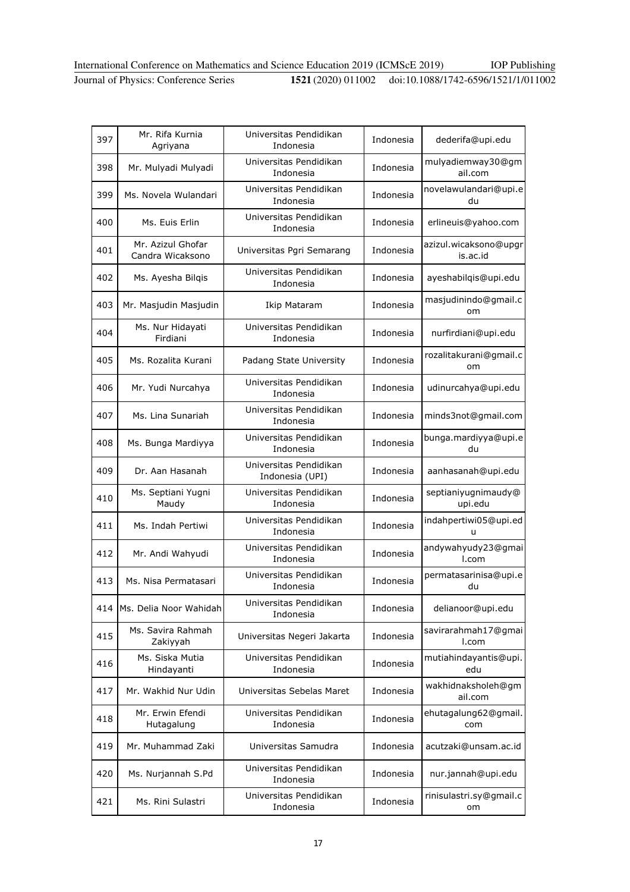| 397 | Mr. Rifa Kurnia Agriyana | Universitas Pendidikan Indonesia | Indonesia | dederifa@upi.edu |
|---|---|---|---|---|
| 398 | Mr. Mulyadi Mulyadi | Universitas Pendidikan Indonesia | Indonesia | mulyadiemway30@gmail.com |
| 399 | Ms. Novela Wulandari | Universitas Pendidikan Indonesia | Indonesia | novelawulandari@upi.edu |
| 400 | Ms. Euis Erlin | Universitas Pendidikan Indonesia | Indonesia | erlineuis@yahoo.com |
| 401 | Mr. Azizul Ghofar Candra Wicaksono | Universitas Pgri Semarang | Indonesia | azizul.wicaksono@upgris.ac.id |
| 402 | Ms. Ayesha Bilqis | Universitas Pendidikan Indonesia | Indonesia | ayeshabilqis@upi.edu |
| 403 | Mr. Masjudin Masjudin | Ikip Mataram | Indonesia | masjudinindo@gmail.com |
| 404 | Ms. Nur Hidayati Firdiani | Universitas Pendidikan Indonesia | Indonesia | nurfirdiani@upi.edu |
| 405 | Ms. Rozalita Kurani | Padang State University | Indonesia | rozalitakurani@gmail.com |
| 406 | Mr. Yudi Nurcahya | Universitas Pendidikan Indonesia | Indonesia | udinurcahya@upi.edu |
| 407 | Ms. Lina Sunariah | Universitas Pendidikan Indonesia | Indonesia | minds3not@gmail.com |
| 408 | Ms. Bunga Mardiyya | Universitas Pendidikan Indonesia | Indonesia | bunga.mardiyya@upi.edu |
| 409 | Dr. Aan Hasanah | Universitas Pendidikan Indonesia (UPI) | Indonesia | aanhasanah@upi.edu |
| 410 | Ms. Septiani Yugni Maudy | Universitas Pendidikan Indonesia | Indonesia | septianiyugnimaudy@upi.edu |
| 411 | Ms. Indah Pertiwi | Universitas Pendidikan Indonesia | Indonesia | indahpertiwi05@upi.edu |
| 412 | Mr. Andi Wahyudi | Universitas Pendidikan Indonesia | Indonesia | andywahyudy23@gmail.com |
| 413 | Ms. Nisa Permatasari | Universitas Pendidikan Indonesia | Indonesia | permatasarinisa@upi.edu |
| 414 | Ms. Delia Noor Wahidah | Universitas Pendidikan Indonesia | Indonesia | delianoor@upi.edu |
| 415 | Ms. Savira Rahmah Zakiyyah | Universitas Negeri Jakarta | Indonesia | savirarahmah17@gmail.com |
| 416 | Ms. Siska Mutia Hindayanti | Universitas Pendidikan Indonesia | Indonesia | mutiahindayantis@upi.edu |
| 417 | Mr. Wakhid Nur Udin | Universitas Sebelas Maret | Indonesia | wakhidnaksholeh@gmail.com |
| 418 | Mr. Erwin Efendi Hutagalung | Universitas Pendidikan Indonesia | Indonesia | ehutagalung62@gmail.com |
| 419 | Mr. Muhammad Zaki | Universitas Samudra | Indonesia | acutzaki@unsam.ac.id |
| 420 | Ms. Nurjannah S.Pd | Universitas Pendidikan Indonesia | Indonesia | nur.jannah@upi.edu |
| 421 | Ms. Rini Sulastri | Universitas Pendidikan Indonesia | Indonesia | rinisulastri.sy@gmail.com |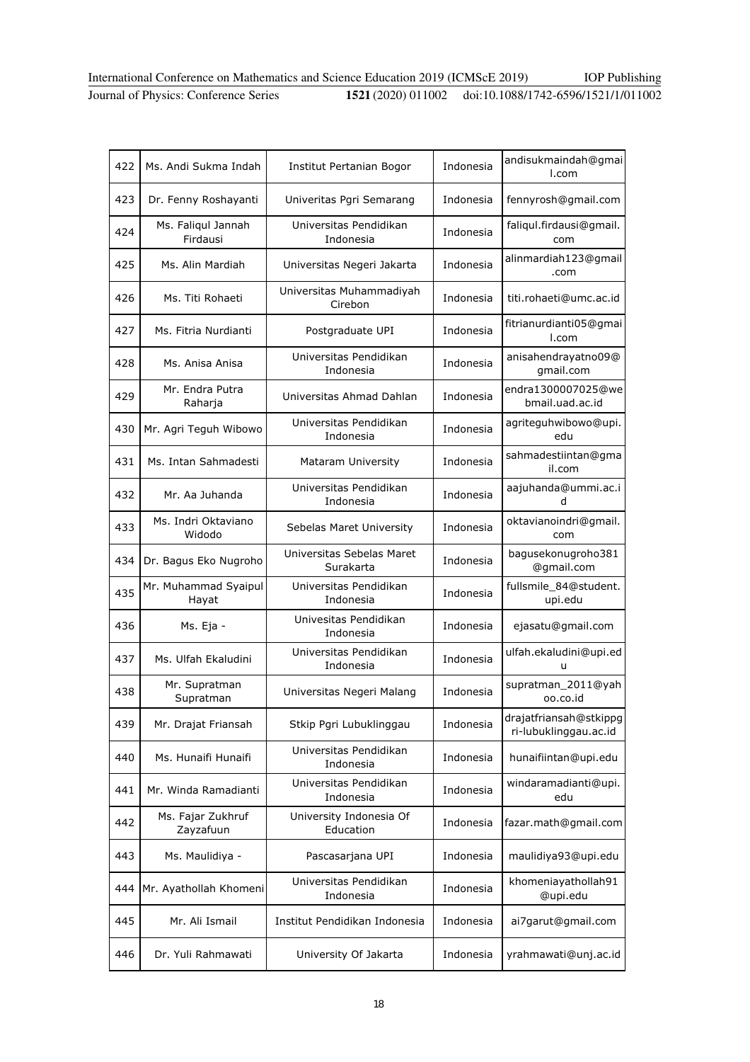| 422 | Ms. Andi Sukma Indah | Institut Pertanian Bogor | Indonesia | andisukmaindah@gmail.com |
|---|---|---|---|---|
| 423 | Dr. Fenny Roshayanti | Univeritas Pgri Semarang | Indonesia | fennyrosh@gmail.com |
| 424 | Ms. Faliqul Jannah Firdausi | Universitas Pendidikan Indonesia | Indonesia | faliqul.firdausi@gmail.com |
| 425 | Ms. Alin Mardiah | Universitas Negeri Jakarta | Indonesia | alinmardiah123@gmail.com |
| 426 | Ms. Titi Rohaeti | Universitas Muhammadiyah Cirebon | Indonesia | titi.rohaeti@umc.ac.id |
| 427 | Ms. Fitria Nurdianti | Postgraduate UPI | Indonesia | fitrianurdianti05@gmail.com |
| 428 | Ms. Anisa Anisa | Universitas Pendidikan Indonesia | Indonesia | anisahendrayatno09@gmail.com |
| 429 | Mr. Endra Putra Raharja | Universitas Ahmad Dahlan | Indonesia | endra1300007025@webmail.uad.ac.id |
| 430 | Mr. Agri Teguh Wibowo | Universitas Pendidikan Indonesia | Indonesia | agriteguhwibowo@upi.edu |
| 431 | Ms. Intan Sahmadesti | Mataram University | Indonesia | sahmadestiintan@gmail.com |
| 432 | Mr. Aa Juhanda | Universitas Pendidikan Indonesia | Indonesia | aajuhanda@ummi.ac.id |
| 433 | Ms. Indri Oktaviano Widodo | Sebelas Maret University | Indonesia | oktavianoindri@gmail.com |
| 434 | Dr. Bagus Eko Nugroho | Universitas Sebelas Maret Surakarta | Indonesia | bagusekonugroho381@gmail.com |
| 435 | Mr. Muhammad Syaipul Hayat | Universitas Pendidikan Indonesia | Indonesia | fullsmile_84@student.upi.edu |
| 436 | Ms. Eja - | Univesitas Pendidikan Indonesia | Indonesia | ejasatu@gmail.com |
| 437 | Ms. Ulfah Ekaludini | Universitas Pendidikan Indonesia | Indonesia | ulfah.ekaludini@upi.edu |
| 438 | Mr. Supratman Supratman | Universitas Negeri Malang | Indonesia | supratman_2011@yahoo.co.id |
| 439 | Mr. Drajat Friansah | Stkip Pgri Lubuklinggau | Indonesia | drajatfriansah@stkippgri-lubuklinggau.ac.id |
| 440 | Ms. Hunaifi Hunaifi | Universitas Pendidikan Indonesia | Indonesia | hunaifiintan@upi.edu |
| 441 | Mr. Winda Ramadianti | Universitas Pendidikan Indonesia | Indonesia | windaramadianti@upi.edu |
| 442 | Ms. Fajar Zukhruf Zayzafuun | University Indonesia Of Education | Indonesia | fazar.math@gmail.com |
| 443 | Ms. Maulidiya - | Pascasarjana UPI | Indonesia | maulidiya93@upi.edu |
| 444 | Mr. Ayathollah Khomeni | Universitas Pendidikan Indonesia | Indonesia | khomeniayathollah91@upi.edu |
| 445 | Mr. Ali Ismail | Institut Pendidikan Indonesia | Indonesia | ai7garut@gmail.com |
| 446 | Dr. Yuli Rahmawati | University Of Jakarta | Indonesia | yrahmawati@unj.ac.id |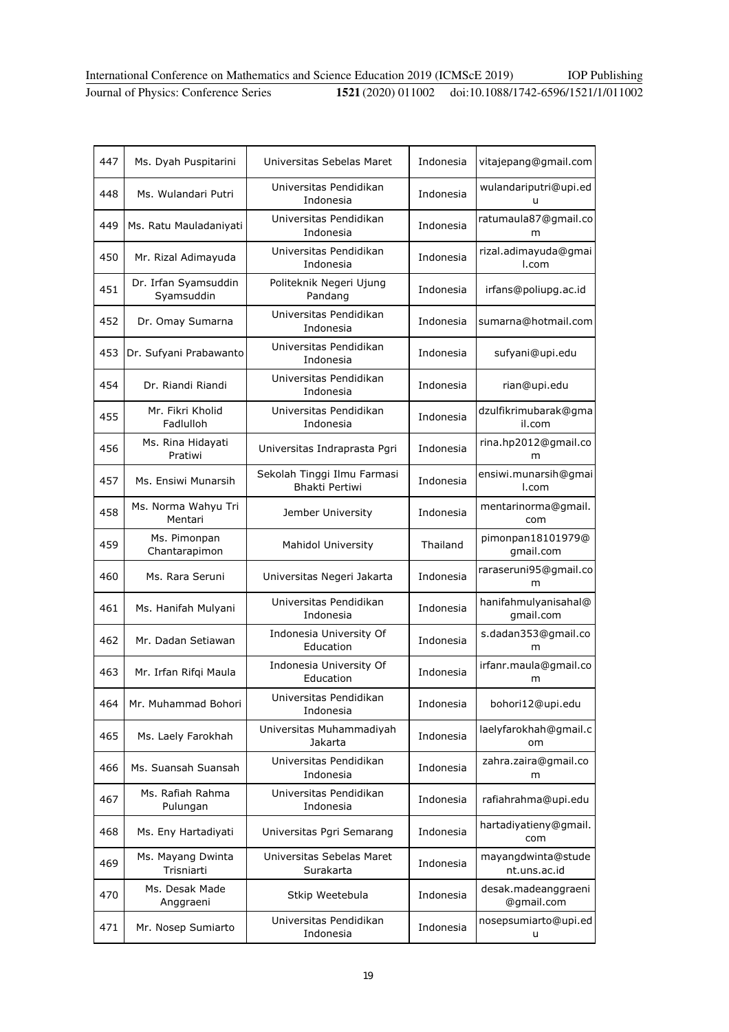| 447 | Ms. Dyah Puspitarini | Universitas Sebelas Maret | Indonesia | vitajepang@gmail.com |
|---|---|---|---|---|
| 448 | Ms. Wulandari Putri | Universitas Pendidikan Indonesia | Indonesia | wulandariputri@upi.edu |
| 449 | Ms. Ratu Mauladaniyati | Universitas Pendidikan Indonesia | Indonesia | ratumaula87@gmail.com |
| 450 | Mr. Rizal Adimayuda | Universitas Pendidikan Indonesia | Indonesia | rizal.adimayuda@gmail.com |
| 451 | Dr. Irfan Syamsuddin Syamsuddin | Politeknik Negeri Ujung Pandang | Indonesia | irfans@poliupg.ac.id |
| 452 | Dr. Omay Sumarna | Universitas Pendidikan Indonesia | Indonesia | sumarna@hotmail.com |
| 453 | Dr. Sufyani Prabawanto | Universitas Pendidikan Indonesia | Indonesia | sufyani@upi.edu |
| 454 | Dr. Riandi Riandi | Universitas Pendidikan Indonesia | Indonesia | rian@upi.edu |
| 455 | Mr. Fikri Kholid Fadlulloh | Universitas Pendidikan Indonesia | Indonesia | dzulfikrimubarak@gmail.com |
| 456 | Ms. Rina Hidayati Pratiwi | Universitas Indraprasta Pgri | Indonesia | rina.hp2012@gmail.com |
| 457 | Ms. Ensiwi Munarsih | Sekolah Tinggi Ilmu Farmasi Bhakti Pertiwi | Indonesia | ensiwi.munarsih@gmail.com |
| 458 | Ms. Norma Wahyu Tri Mentari | Jember University | Indonesia | mentarinorma@gmail.com |
| 459 | Ms. Pimonpan Chantarapimon | Mahidol University | Thailand | pimonpan18101979@gmail.com |
| 460 | Ms. Rara Seruni | Universitas Negeri Jakarta | Indonesia | raraseruni95@gmail.com |
| 461 | Ms. Hanifah Mulyani | Universitas Pendidikan Indonesia | Indonesia | hanifahmulyanisahal@gmail.com |
| 462 | Mr. Dadan Setiawan | Indonesia University Of Education | Indonesia | s.dadan353@gmail.com |
| 463 | Mr. Irfan Rifqi Maula | Indonesia University Of Education | Indonesia | irfanr.maula@gmail.com |
| 464 | Mr. Muhammad Bohori | Universitas Pendidikan Indonesia | Indonesia | bohori12@upi.edu |
| 465 | Ms. Laely Farokhah | Universitas Muhammadiyah Jakarta | Indonesia | laelyfarokhah@gmail.com |
| 466 | Ms. Suansah Suansah | Universitas Pendidikan Indonesia | Indonesia | zahra.zaira@gmail.com |
| 467 | Ms. Rafiah Rahma Pulungan | Universitas Pendidikan Indonesia | Indonesia | rafiahrahma@upi.edu |
| 468 | Ms. Eny Hartadiyati | Universitas Pgri Semarang | Indonesia | hartadiyatieny@gmail.com |
| 469 | Ms. Mayang Dwinta Trisniarti | Universitas Sebelas Maret Surakarta | Indonesia | mayangdwinta@student.uns.ac.id |
| 470 | Ms. Desak Made Anggraeni | Stkip Weetebula | Indonesia | desak.madeanggraeni@gmail.com |
| 471 | Mr. Nosep Sumiarto | Universitas Pendidikan Indonesia | Indonesia | nosepsumiarto@upi.edu |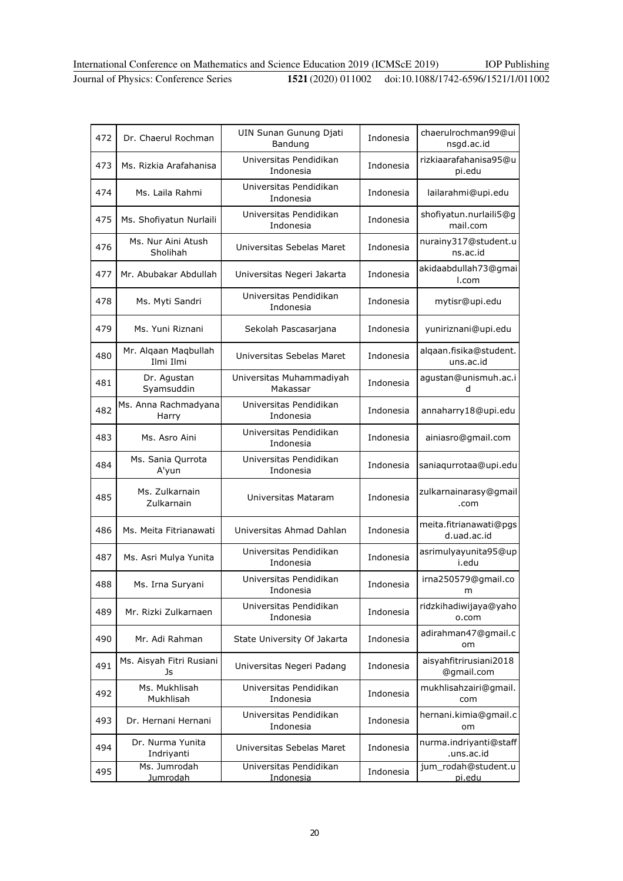| 472 | Dr. Chaerul Rochman | UIN Sunan Gunung Djati Bandung | Indonesia | chaerulrochman99@uinsgd.ac.id |
|---|---|---|---|---|
| 473 | Ms. Rizkia Arafahanisa | Universitas Pendidikan Indonesia | Indonesia | rizkiaarafahanisa95@upi.edu |
| 474 | Ms. Laila Rahmi | Universitas Pendidikan Indonesia | Indonesia | lailarahmi@upi.edu |
| 475 | Ms. Shofiyatun Nurlaili | Universitas Pendidikan Indonesia | Indonesia | shofiyatun.nurlaili5@gmail.com |
| 476 | Ms. Nur Aini Atush Sholihah | Universitas Sebelas Maret | Indonesia | nurainy317@student.uns.ac.id |
| 477 | Mr. Abubakar Abdullah | Universitas Negeri Jakarta | Indonesia | akidaabdullah73@gmail.com |
| 478 | Ms. Myti Sandri | Universitas Pendidikan Indonesia | Indonesia | mytisr@upi.edu |
| 479 | Ms. Yuni Riznani | Sekolah Pascasarjana | Indonesia | yuniriznani@upi.edu |
| 480 | Mr. Alqaan Maqbullah Ilmi Ilmi | Universitas Sebelas Maret | Indonesia | alqaan.fisika@student.uns.ac.id |
| 481 | Dr. Agustan Syamsuddin | Universitas Muhammadiyah Makassar | Indonesia | agustan@unismuh.ac.id |
| 482 | Ms. Anna Rachmadyana Harry | Universitas Pendidikan Indonesia | Indonesia | annaharry18@upi.edu |
| 483 | Ms. Asro Aini | Universitas Pendidikan Indonesia | Indonesia | ainiasro@gmail.com |
| 484 | Ms. Sania Qurrota A'yun | Universitas Pendidikan Indonesia | Indonesia | saniaqurrotaa@upi.edu |
| 485 | Ms. Zulkarnain Zulkarnain | Universitas Mataram | Indonesia | zulkarnainarasy@gmail.com |
| 486 | Ms. Meita Fitrianawati | Universitas Ahmad Dahlan | Indonesia | meita.fitrianawati@pgsd.uad.ac.id |
| 487 | Ms. Asri Mulya Yunita | Universitas Pendidikan Indonesia | Indonesia | asrimulyayunita95@upi.edu |
| 488 | Ms. Irna Suryani | Universitas Pendidikan Indonesia | Indonesia | irna250579@gmail.com |
| 489 | Mr. Rizki Zulkarnaen | Universitas Pendidikan Indonesia | Indonesia | ridzkihadiwijaya@yahoo.com |
| 490 | Mr. Adi Rahman | State University Of Jakarta | Indonesia | adirahman47@gmail.com |
| 491 | Ms. Aisyah Fitri Rusiani Js | Universitas Negeri Padang | Indonesia | aisyahfitrirusiani2018@gmail.com |
| 492 | Ms. Mukhlisah Mukhlisah | Universitas Pendidikan Indonesia | Indonesia | mukhlisahzairi@gmail.com |
| 493 | Dr. Hernani Hernani | Universitas Pendidikan Indonesia | Indonesia | hernani.kimia@gmail.com |
| 494 | Dr. Nurma Yunita Indriyanti | Universitas Sebelas Maret | Indonesia | nurma.indriyanti@staff.uns.ac.id |
| 495 | Ms. Jumrodah Jumrodah | Universitas Pendidikan Indonesia | Indonesia | jum_rodah@student.upi.edu |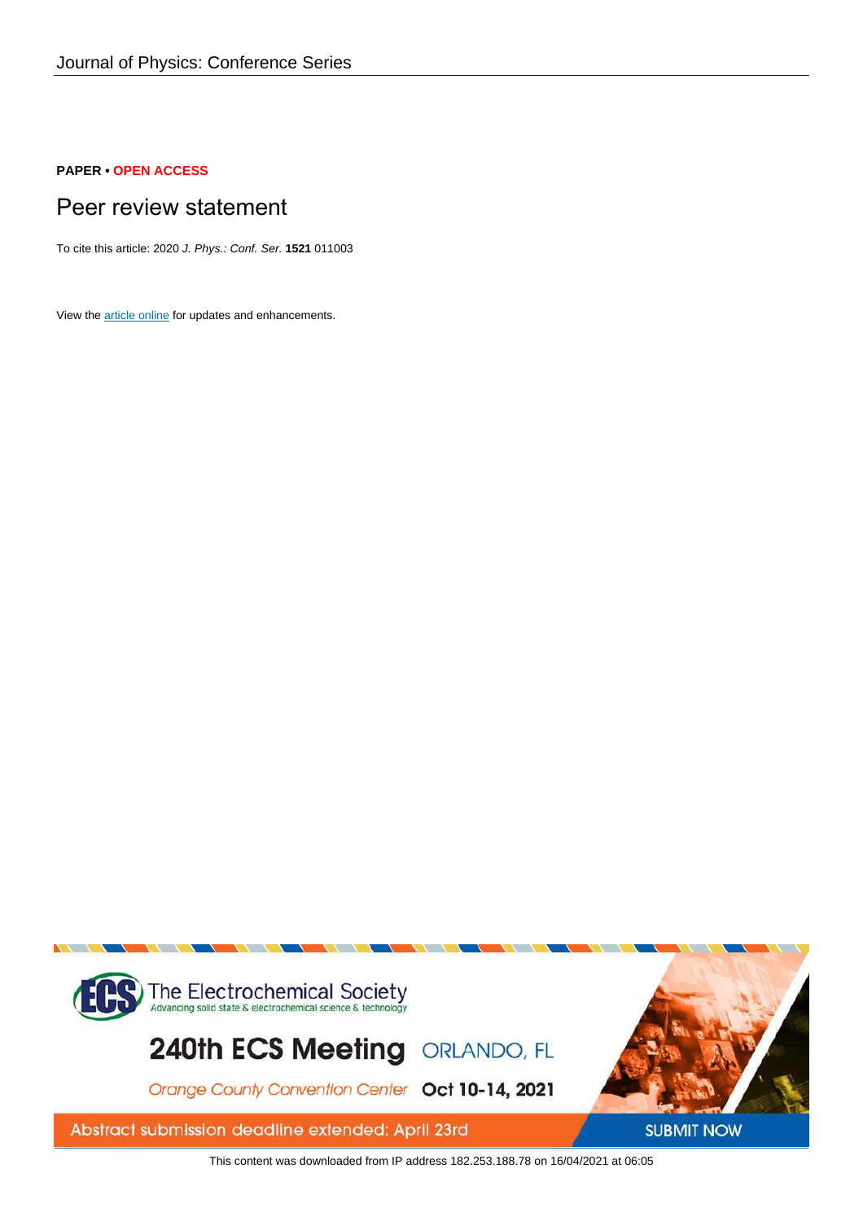**PAPER • OPEN ACCESS**

# Peer review statement

To cite this article: 2020 *J. Phys.: Conf. Ser.* **1521** 011003

View the article online for updates and enhancements.

This content was downloaded from IP address 182.253.188.78 on 16/04/2021 at 06:05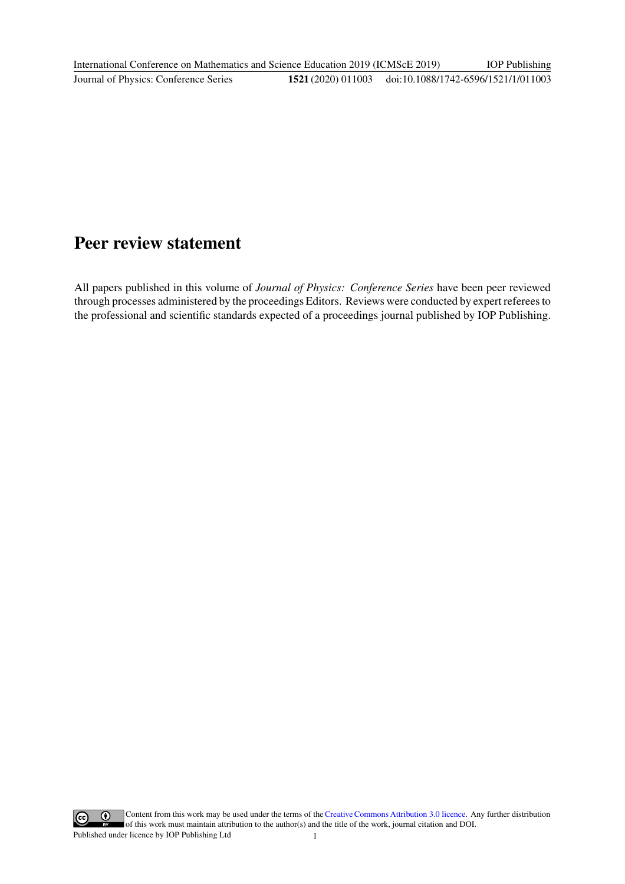# Peer review statement

All papers published in this volume of *Journal of Physics: Conference Series* have been peer reviewed through processes administered by the proceedings Editors. Reviews were conducted by expert referees to the professional and scientific standards expected of a proceedings journal published by IOP Publishing.

Content from this work may be used under the terms of the Creative Commons Attribution 3.0 licence. Any further distribution of this work must maintain attribution to the author(s) and the title of the work, journal citation and DOI.

Published under licence by IOP Publishing Ltd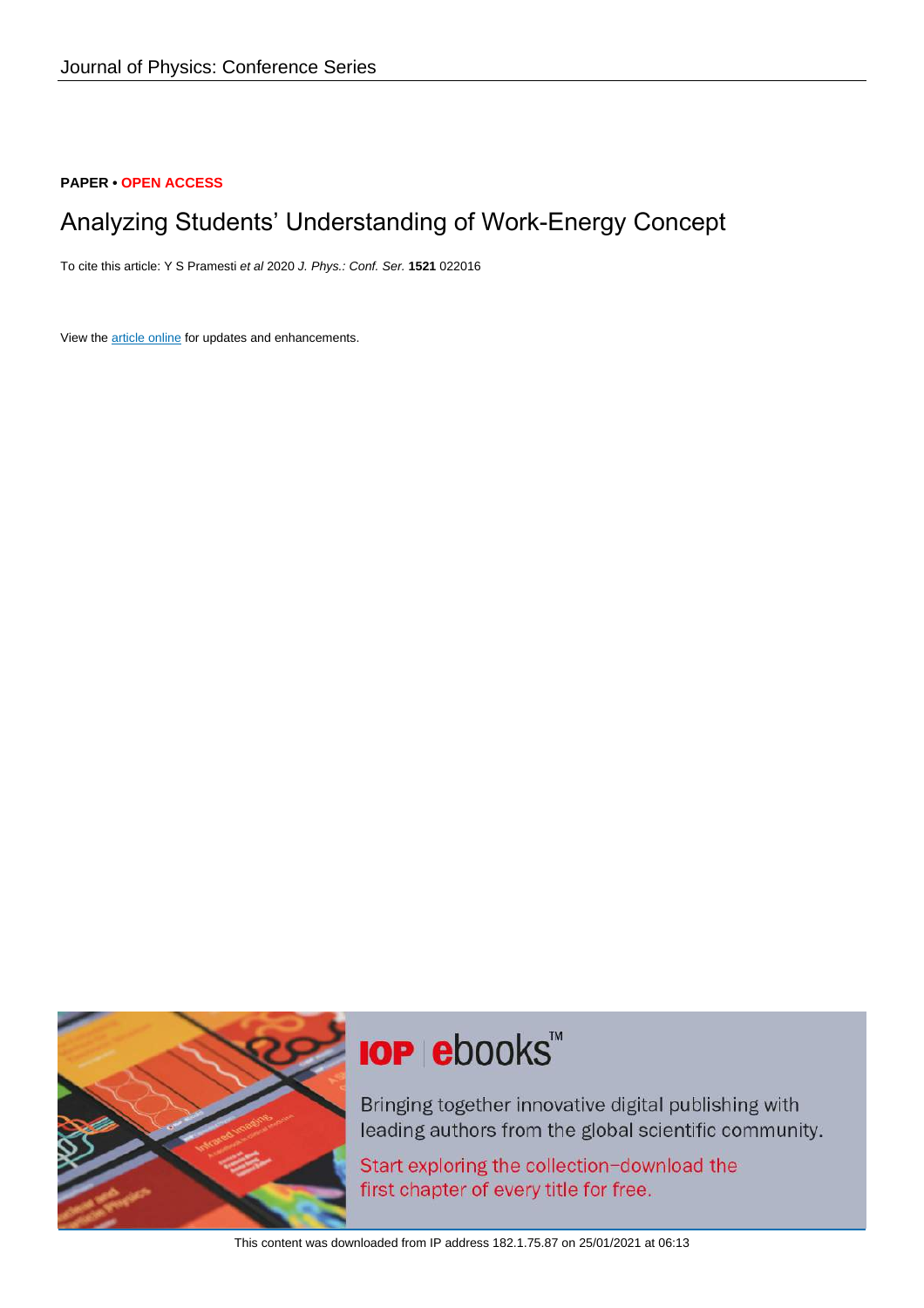Journal of Physics: Conference Series

**PAPER** • **OPEN ACCESS**

# Analyzing Students' Understanding of Work-Energy Concept

To cite this article: Y S Pramesti *et al* 2020 *J. Phys.: Conf. Ser.* **1521** 022016

View the article online for updates and enhancements.

This content was downloaded from IP address 182.1.75.87 on 25/01/2021 at 06:13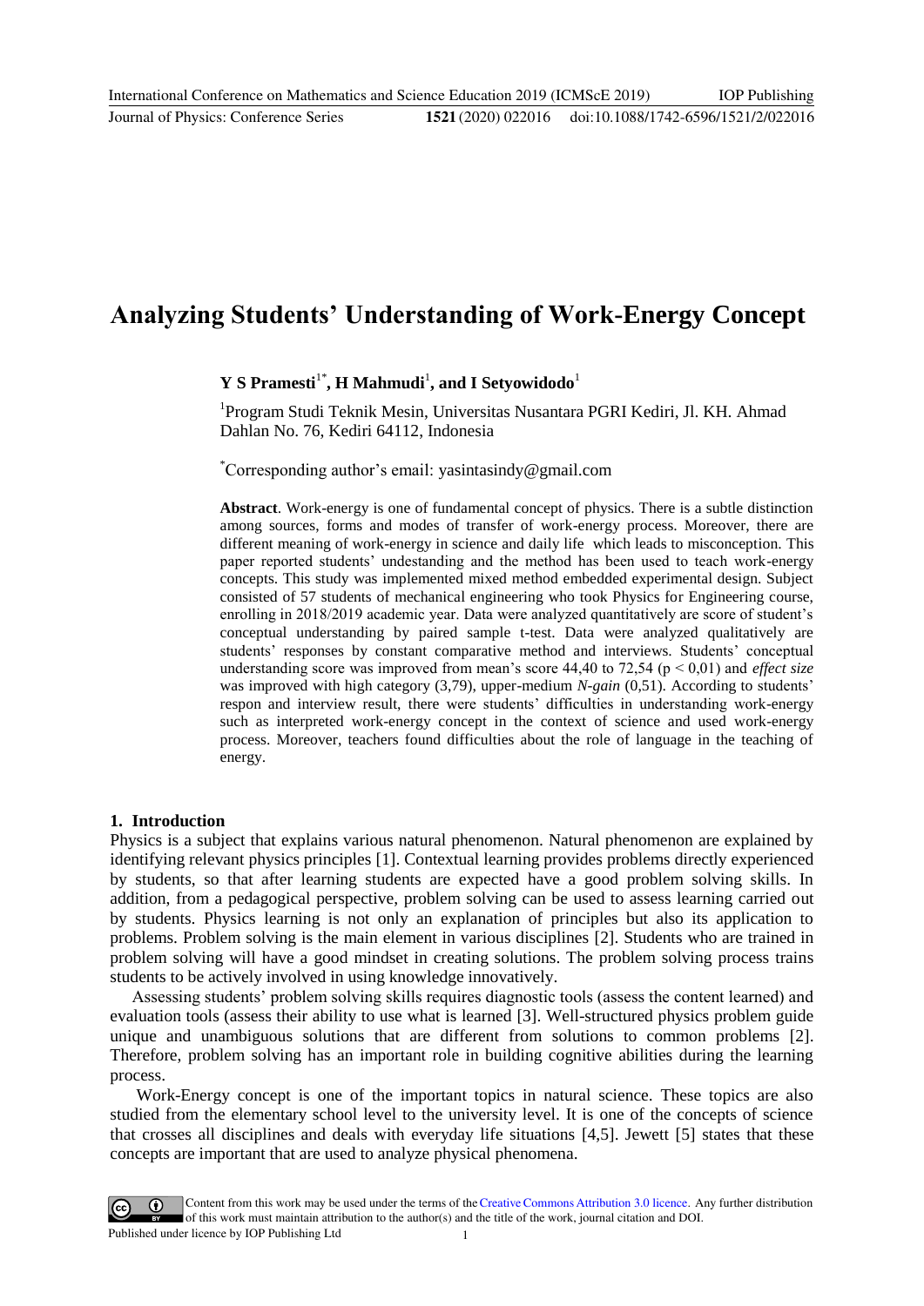# Analyzing Students' Understanding of Work-Energy Concept

**Y S Pramesti[1*], H Mahmudi[1], and I Setyowidodo[1]**

[1]Program Studi Teknik Mesin, Universitas Nusantara PGRI Kediri, Jl. KH. Ahmad Dahlan No. 76, Kediri 64112, Indonesia

[*]Corresponding author's email: yasintasindy@gmail.com

**Abstract**. Work-energy is one of fundamental concept of physics. There is a subtle distinction among sources, forms and modes of transfer of work-energy process. Moreover, there are different meaning of work-energy in science and daily life which leads to misconception. This paper reported students' undestanding and the method has been used to teach work-energy concepts. This study was implemented mixed method embedded experimental design. Subject consisted of 57 students of mechanical engineering who took Physics for Engineering course, enrolling in 2018/2019 academic year. Data were analyzed quantitatively are score of student's conceptual understanding by paired sample t-test. Data were analyzed qualitatively are students' responses by constant comparative method and interviews. Students' conceptual understanding score was improved from mean's score 44,40 to 72,54 ($p < 0,01$) and *effect size* was improved with high category (3,79), upper-medium *N-gain* (0,51). According to students' respon and interview result, there were students' difficulties in understanding work-energy such as interpreted work-energy concept in the context of science and used work-energy process. Moreover, teachers found difficulties about the role of language in the teaching of energy.

## 1. Introduction

Physics is a subject that explains various natural phenomenon. Natural phenomenon are explained by identifying relevant physics principles [1]. Contextual learning provides problems directly experienced by students, so that after learning students are expected have a good problem solving skills. In addition, from a pedagogical perspective, problem solving can be used to assess learning carried out by students. Physics learning is not only an explanation of principles but also its application to problems. Problem solving is the main element in various disciplines [2]. Students who are trained in problem solving will have a good mindset in creating solutions. The problem solving process trains students to be actively involved in using knowledge innovatively.

Assessing students' problem solving skills requires diagnostic tools (assess the content learned) and evaluation tools (assess their ability to use what is learned [3]. Well-structured physics problem guide unique and unambiguous solutions that are different from solutions to common problems [2]. Therefore, problem solving has an important role in building cognitive abilities during the learning process.

Work-Energy concept is one of the important topics in natural science. These topics are also studied from the elementary school level to the university level. It is one of the concepts of science that crosses all disciplines and deals with everyday life situations [4,5]. Jewett [5] states that these concepts are important that are used to analyze physical phenomena.

Content from this work may be used under the terms of the Creative Commons Attribution 3.0 licence. Any further distribution of this work must maintain attribution to the author(s) and the title of the work, journal citation and DOI.
Published under licence by IOP Publishing Ltd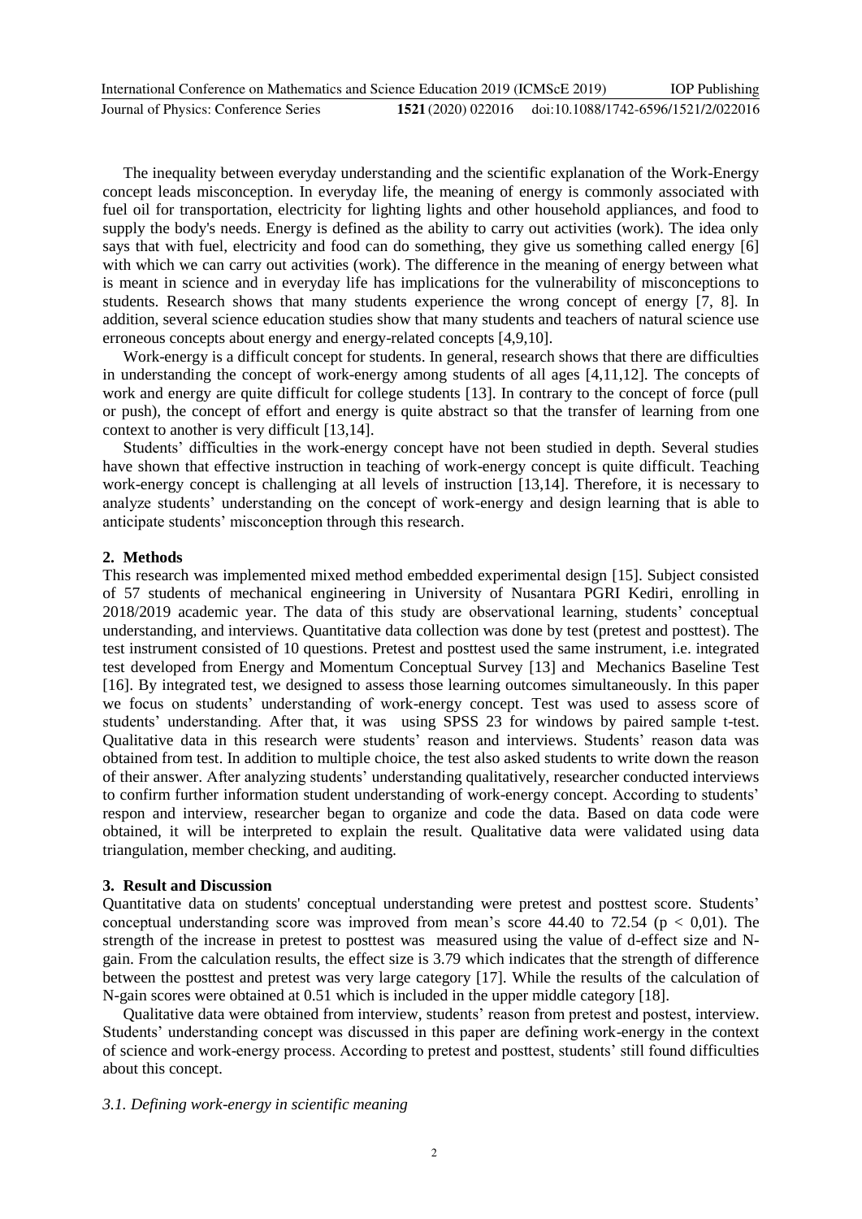The inequality between everyday understanding and the scientific explanation of the Work-Energy concept leads misconception. In everyday life, the meaning of energy is commonly associated with fuel oil for transportation, electricity for lighting lights and other household appliances, and food to supply the body's needs. Energy is defined as the ability to carry out activities (work). The idea only says that with fuel, electricity and food can do something, they give us something called energy [6] with which we can carry out activities (work). The difference in the meaning of energy between what is meant in science and in everyday life has implications for the vulnerability of misconceptions to students. Research shows that many students experience the wrong concept of energy [7, 8]. In addition, several science education studies show that many students and teachers of natural science use erroneous concepts about energy and energy-related concepts [4,9,10].

Work-energy is a difficult concept for students. In general, research shows that there are difficulties in understanding the concept of work-energy among students of all ages [4,11,12]. The concepts of work and energy are quite difficult for college students [13]. In contrary to the concept of force (pull or push), the concept of effort and energy is quite abstract so that the transfer of learning from one context to another is very difficult [13,14].

Students' difficulties in the work-energy concept have not been studied in depth. Several studies have shown that effective instruction in teaching of work-energy concept is quite difficult. Teaching work-energy concept is challenging at all levels of instruction [13,14]. Therefore, it is necessary to analyze students' understanding on the concept of work-energy and design learning that is able to anticipate students' misconception through this research.

## 2. Methods

This research was implemented mixed method embedded experimental design [15]. Subject consisted of 57 students of mechanical engineering in University of Nusantara PGRI Kediri, enrolling in 2018/2019 academic year. The data of this study are observational learning, students' conceptual understanding, and interviews. Quantitative data collection was done by test (pretest and posttest). The test instrument consisted of 10 questions. Pretest and posttest used the same instrument, i.e. integrated test developed from Energy and Momentum Conceptual Survey [13] and Mechanics Baseline Test [16]. By integrated test, we designed to assess those learning outcomes simultaneously. In this paper we focus on students' understanding of work-energy concept. Test was used to assess score of students' understanding. After that, it was using SPSS 23 for windows by paired sample t-test. Qualitative data in this research were students' reason and interviews. Students' reason data was obtained from test. In addition to multiple choice, the test also asked students to write down the reason of their answer. After analyzing students' understanding qualitatively, researcher conducted interviews to confirm further information student understanding of work-energy concept. According to students' respon and interview, researcher began to organize and code the data. Based on data code were obtained, it will be interpreted to explain the result. Qualitative data were validated using data triangulation, member checking, and auditing.

## 3. Result and Discussion

Quantitative data on students' conceptual understanding were pretest and posttest score. Students' conceptual understanding score was improved from mean's score 44.40 to 72.54 ($p < 0{,}01$). The strength of the increase in pretest to posttest was measured using the value of d-effect size and N-gain. From the calculation results, the effect size is 3.79 which indicates that the strength of difference between the posttest and pretest was very large category [17]. While the results of the calculation of N-gain scores were obtained at 0.51 which is included in the upper middle category [18].

Qualitative data were obtained from interview, students' reason from pretest and postest, interview. Students' understanding concept was discussed in this paper are defining work-energy in the context of science and work-energy process. According to pretest and posttest, students' still found difficulties about this concept.

### *3.1. Defining work-energy in scientific meaning*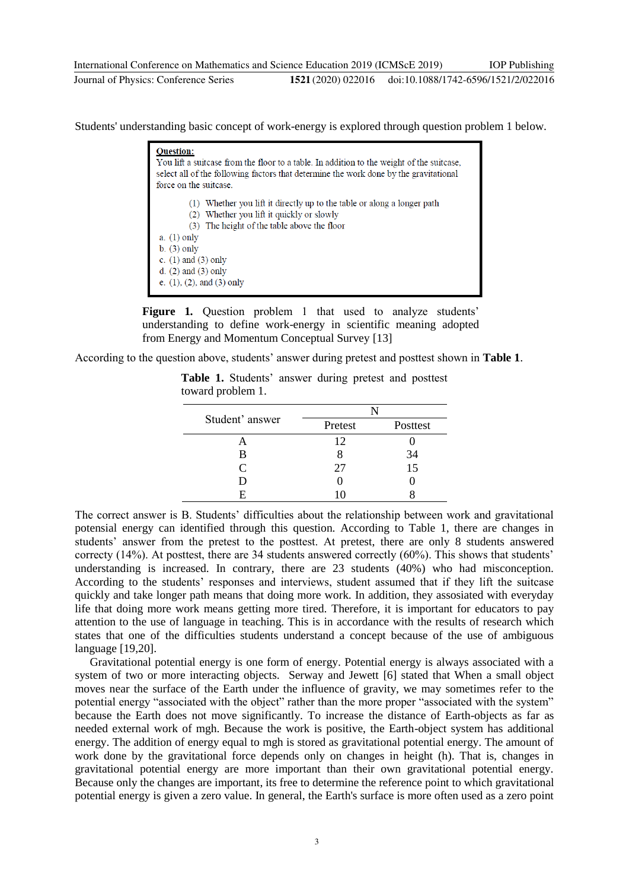Students' understanding basic concept of work-energy is explored through question problem 1 below.

> **Question:**
> You lift a suitcase from the floor to a table. In addition to the weight of the suitcase, select all of the following factors that determine the work done by the gravitational force on the suitcase.
>
> (1) Whether you lift it directly up to the table or along a longer path
> (2) Whether you lift it quickly or slowly
> (3) The height of the table above the floor
>
> a. (1) only
> b. (3) only
> c. (1) and (3) only
> d. (2) and (3) only
> e. (1), (2), and (3) only

**Figure 1.** Question problem 1 that used to analyze students' understanding to define work-energy in scientific meaning adopted from Energy and Momentum Conceptual Survey [13]

According to the question above, students' answer during pretest and posttest shown in **Table 1**.

**Table 1.** Students' answer during pretest and posttest toward problem 1.

| Student' answer | N | |
|---|---|---|
| | Pretest | Posttest |
| A | 12 | 0 |
| B | 8 | 34 |
| C | 27 | 15 |
| D | 0 | 0 |
| E | 10 | 8 |

The correct answer is B. Students' difficulties about the relationship between work and gravitational potensial energy can identified through this question. According to Table 1, there are changes in students' answer from the pretest to the posttest. At pretest, there are only 8 students answered correcty (14%). At posttest, there are 34 students answered correctly (60%). This shows that students' understanding is increased. In contrary, there are 23 students (40%) who had misconception. According to the students' responses and interviews, student assumed that if they lift the suitcase quickly and take longer path means that doing more work. In addition, they assosiated with everyday life that doing more work means getting more tired. Therefore, it is important for educators to pay attention to the use of language in teaching. This is in accordance with the results of research which states that one of the difficulties students understand a concept because of the use of ambiguous language [19,20].

Gravitational potential energy is one form of energy. Potential energy is always associated with a system of two or more interacting objects. Serway and Jewett [6] stated that When a small object moves near the surface of the Earth under the influence of gravity, we may sometimes refer to the potential energy "associated with the object" rather than the more proper "associated with the system" because the Earth does not move significantly. To increase the distance of Earth-objects as far as needed external work of mgh. Because the work is positive, the Earth-object system has additional energy. The addition of energy equal to mgh is stored as gravitational potential energy. The amount of work done by the gravitational force depends only on changes in height (h). That is, changes in gravitational potential energy are more important than their own gravitational potential energy. Because only the changes are important, its free to determine the reference point to which gravitational potential energy is given a zero value. In general, the Earth's surface is more often used as a zero point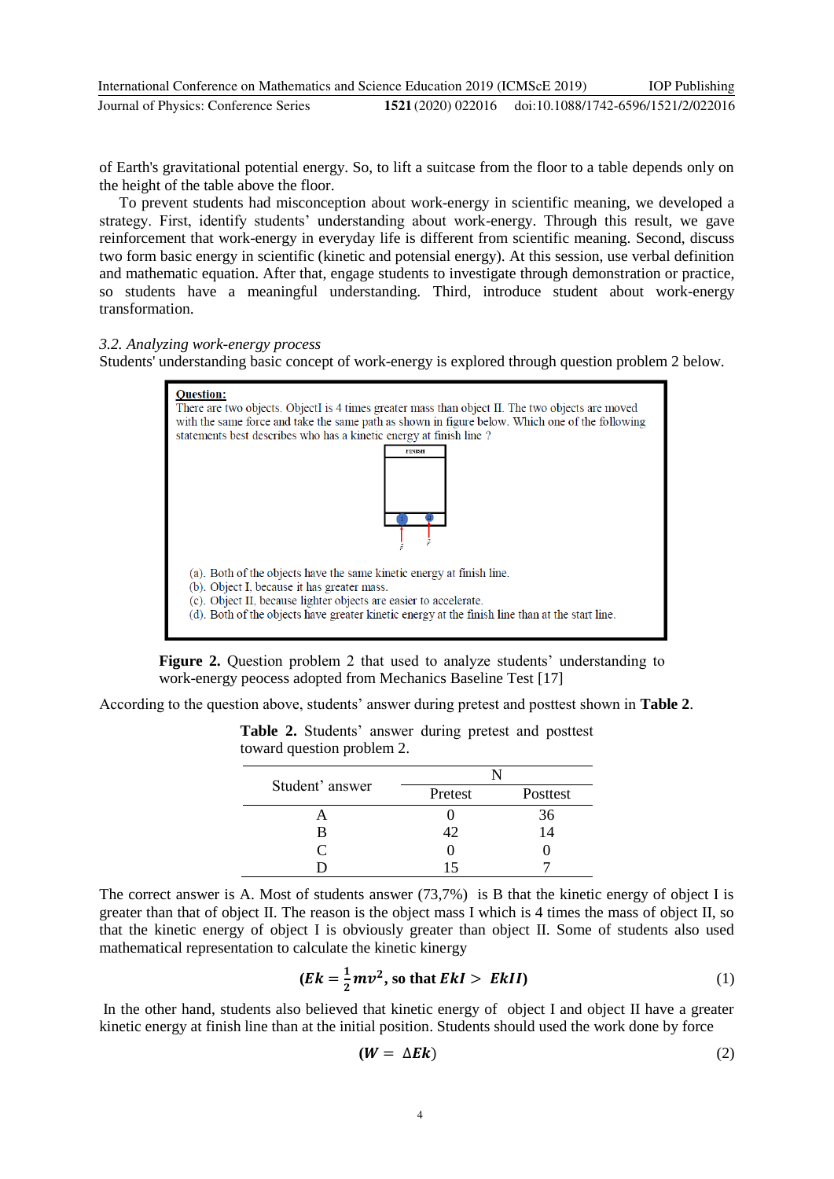of Earth's gravitational potential energy. So, to lift a suitcase from the floor to a table depends only on the height of the table above the floor.

To prevent students had misconception about work-energy in scientific meaning, we developed a strategy. First, identify students' understanding about work-energy. Through this result, we gave reinforcement that work-energy in everyday life is different from scientific meaning. Second, discuss two form basic energy in scientific (kinetic and potensial energy). At this session, use verbal definition and mathematic equation. After that, engage students to investigate through demonstration or practice, so students have a meaningful understanding. Third, introduce student about work-energy transformation.

### *3.2. Analyzing work-energy process*

Students' understanding basic concept of work-energy is explored through question problem 2 below.

**Question:**
There are two objects. ObjectI is 4 times greater mass than object II. The two objects are moved with the same force and take the same path as shown in figure below. Which one of the following statements best describes who has a kinetic energy at finish line ?

FINISH

(a). Both of the objects have the same kinetic energy at finish line.
(b). Object I, because it has greater mass.
(c). Object II, because lighter objects are easier to accelerate.
(d). Both of the objects have greater kinetic energy at the finish line than at the start line.

**Figure 2.** Question problem 2 that used to analyze students' understanding to work-energy peocess adopted from Mechanics Baseline Test [17]

According to the question above, students' answer during pretest and posttest shown in **Table 2**.

**Table 2.** Students' answer during pretest and posttest toward question problem 2.

| Student' answer | N | |
|---|---|---|
| | Pretest | Posttest |
| A | 0 | 36 |
| B | 42 | 14 |
| C | 0 | 0 |
| D | 15 | 7 |

The correct answer is A. Most of students answer (73,7%) is B that the kinetic energy of object I is greater than that of object II. The reason is the object mass I which is 4 times the mass of object II, so that the kinetic energy of object I is obviously greater than object II. Some of students also used mathematical representation to calculate the kinetic kinergy

$$\left(Ek = \frac{1}{2}mv^2\text{, so that } EkI > EkII\right) \quad (1)$$

In the other hand, students also believed that kinetic energy of object I and object II have a greater kinetic energy at finish line than at the initial position. Students should used the work done by force

$$(W = \Delta Ek) \quad (2)$$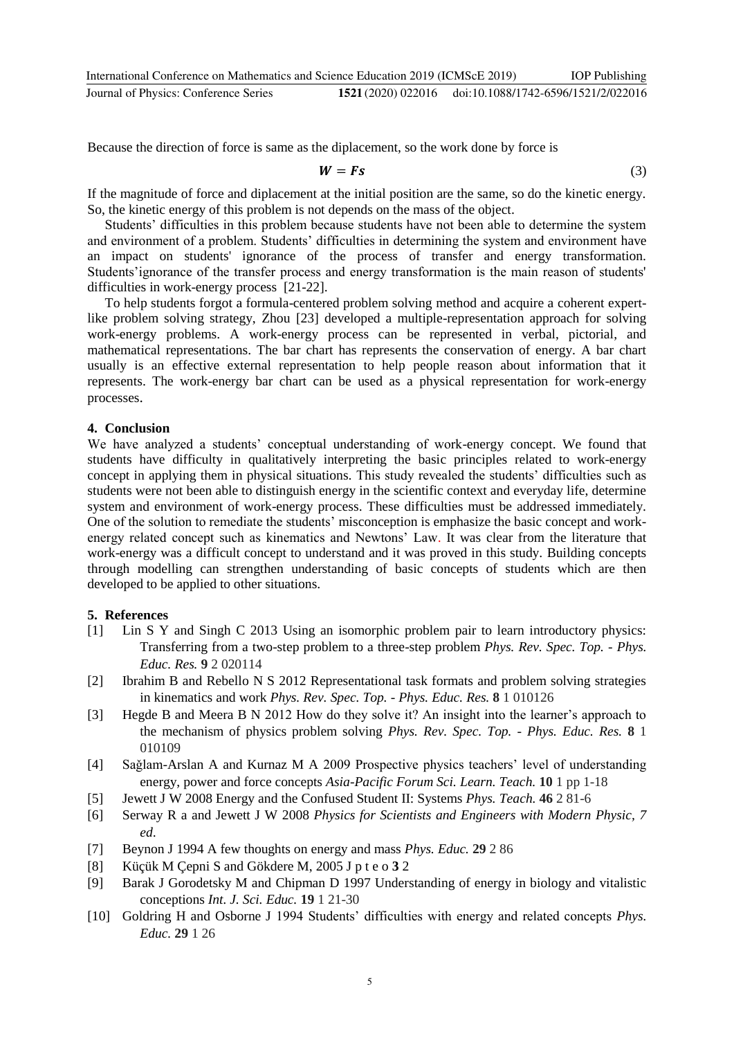Because the direction of force is same as the diplacement, so the work done by force is

$$\boldsymbol{W = Fs} \tag{3}$$

If the magnitude of force and diplacement at the initial position are the same, so do the kinetic energy. So, the kinetic energy of this problem is not depends on the mass of the object.

Students' difficulties in this problem because students have not been able to determine the system and environment of a problem. Students' difficulties in determining the system and environment have an impact on students' ignorance of the process of transfer and energy transformation. Students'ignorance of the transfer process and energy transformation is the main reason of students' difficulties in work-energy process [21-22].

To help students forgot a formula-centered problem solving method and acquire a coherent expert-like problem solving strategy, Zhou [23] developed a multiple-representation approach for solving work-energy problems. A work-energy process can be represented in verbal, pictorial, and mathematical representations. The bar chart has represents the conservation of energy. A bar chart usually is an effective external representation to help people reason about information that it represents. The work-energy bar chart can be used as a physical representation for work-energy processes.

## 4. Conclusion

We have analyzed a students' conceptual understanding of work-energy concept. We found that students have difficulty in qualitatively interpreting the basic principles related to work-energy concept in applying them in physical situations. This study revealed the students' difficulties such as students were not been able to distinguish energy in the scientific context and everyday life, determine system and environment of work-energy process. These difficulties must be addressed immediately. One of the solution to remediate the students' misconception is emphasize the basic concept and work-energy related concept such as kinematics and Newtons' Law. It was clear from the literature that work-energy was a difficult concept to understand and it was proved in this study. Building concepts through modelling can strengthen understanding of basic concepts of students which are then developed to be applied to other situations.

## 5. References

[1] Lin S Y and Singh C 2013 Using an isomorphic problem pair to learn introductory physics: Transferring from a two-step problem to a three-step problem *Phys. Rev. Spec. Top. - Phys. Educ. Res.* **9** 2 020114

[2] Ibrahim B and Rebello N S 2012 Representational task formats and problem solving strategies in kinematics and work *Phys. Rev. Spec. Top. - Phys. Educ. Res.* **8** 1 010126

[3] Hegde B and Meera B N 2012 How do they solve it? An insight into the learner's approach to the mechanism of physics problem solving *Phys. Rev. Spec. Top. - Phys. Educ. Res.* **8** 1 010109

[4] Sağlam-Arslan A and Kurnaz M A 2009 Prospective physics teachers' level of understanding energy, power and force concepts *Asia-Pacific Forum Sci. Learn. Teach.* **10** 1 pp 1-18

[5] Jewett J W 2008 Energy and the Confused Student II: Systems *Phys. Teach.* **46** 2 81-6

[6] Serway R a and Jewett J W 2008 *Physics for Scientists and Engineers with Modern Physic, 7 ed*.

[7] Beynon J 1994 A few thoughts on energy and mass *Phys. Educ.* **29** 2 86

[8] Küçük M Çepni S and Gökdere M, 2005 J p t e o **3** 2

[9] Barak J Gorodetsky M and Chipman D 1997 Understanding of energy in biology and vitalistic conceptions *Int. J. Sci. Educ.* **19** 1 21-30

[10] Goldring H and Osborne J 1994 Students' difficulties with energy and related concepts *Phys. Educ.* **29** 1 26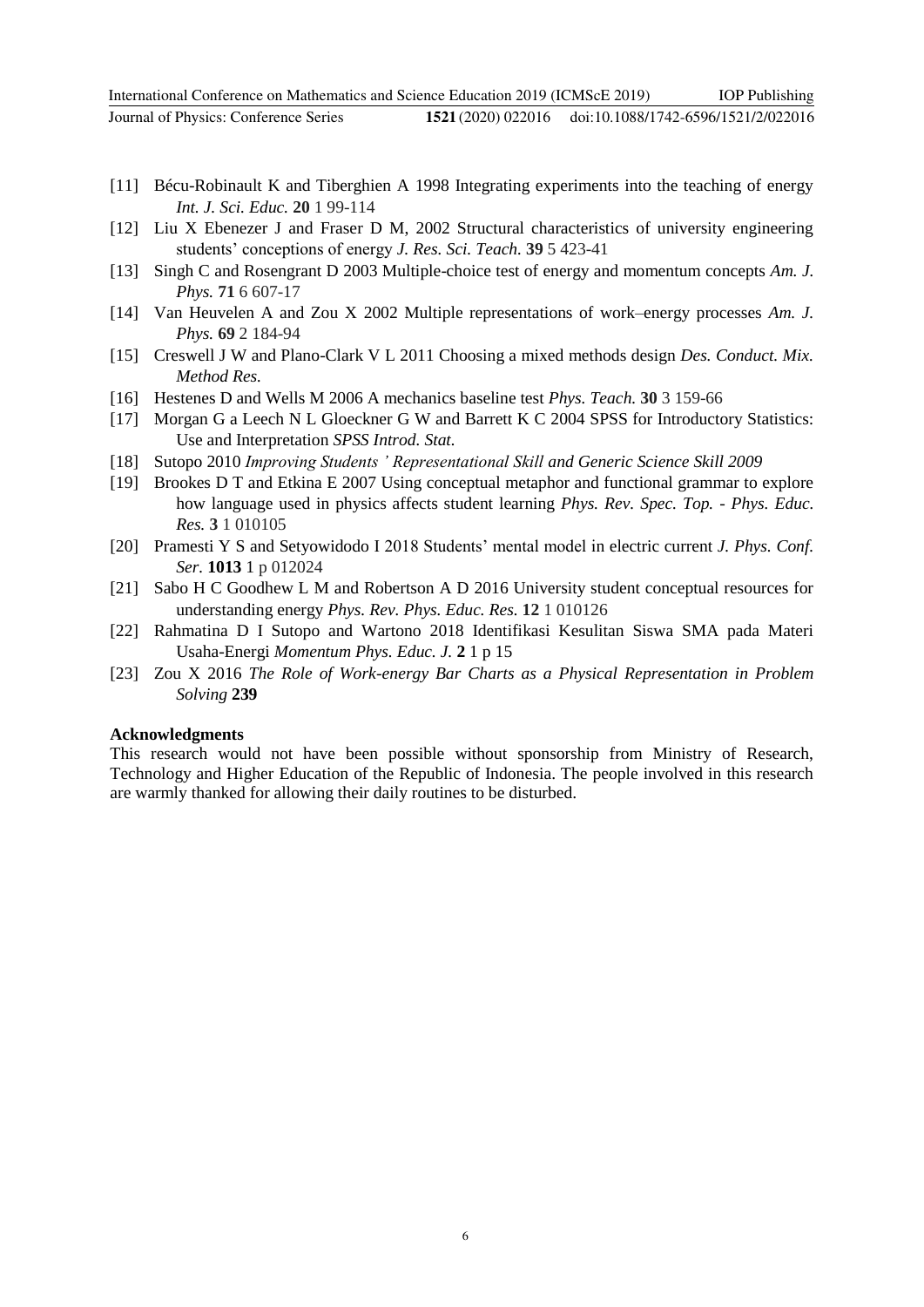[11] Bécu-Robinault K and Tiberghien A 1998 Integrating experiments into the teaching of energy *Int. J. Sci. Educ.* **20** 1 99-114

[12] Liu X Ebenezer J and Fraser D M, 2002 Structural characteristics of university engineering students' conceptions of energy *J. Res. Sci. Teach.* **39** 5 423-41

[13] Singh C and Rosengrant D 2003 Multiple-choice test of energy and momentum concepts *Am. J. Phys.* **71** 6 607-17

[14] Van Heuvelen A and Zou X 2002 Multiple representations of work–energy processes *Am. J. Phys.* **69** 2 184-94

[15] Creswell J W and Plano-Clark V L 2011 Choosing a mixed methods design *Des. Conduct. Mix. Method Res.*

[16] Hestenes D and Wells M 2006 A mechanics baseline test *Phys. Teach.* **30** 3 159-66

[17] Morgan G a Leech N L Gloeckner G W and Barrett K C 2004 SPSS for Introductory Statistics: Use and Interpretation *SPSS Introd. Stat.*

[18] Sutopo 2010 *Improving Students ' Representational Skill and Generic Science Skill 2009*

[19] Brookes D T and Etkina E 2007 Using conceptual metaphor and functional grammar to explore how language used in physics affects student learning *Phys. Rev. Spec. Top. - Phys. Educ. Res.* **3** 1 010105

[20] Pramesti Y S and Setyowidodo I 2018 Students' mental model in electric current *J. Phys. Conf. Ser.* **1013** 1 p 012024

[21] Sabo H C Goodhew L M and Robertson A D 2016 University student conceptual resources for understanding energy *Phys. Rev. Phys. Educ. Res.* **12** 1 010126

[22] Rahmatina D I Sutopo and Wartono 2018 Identifikasi Kesulitan Siswa SMA pada Materi Usaha-Energi *Momentum Phys. Educ. J.* **2** 1 p 15

[23] Zou X 2016 *The Role of Work-energy Bar Charts as a Physical Representation in Problem Solving* **239**

**Acknowledgments**

This research would not have been possible without sponsorship from Ministry of Research, Technology and Higher Education of the Republic of Indonesia. The people involved in this research are warmly thanked for allowing their daily routines to be disturbed.